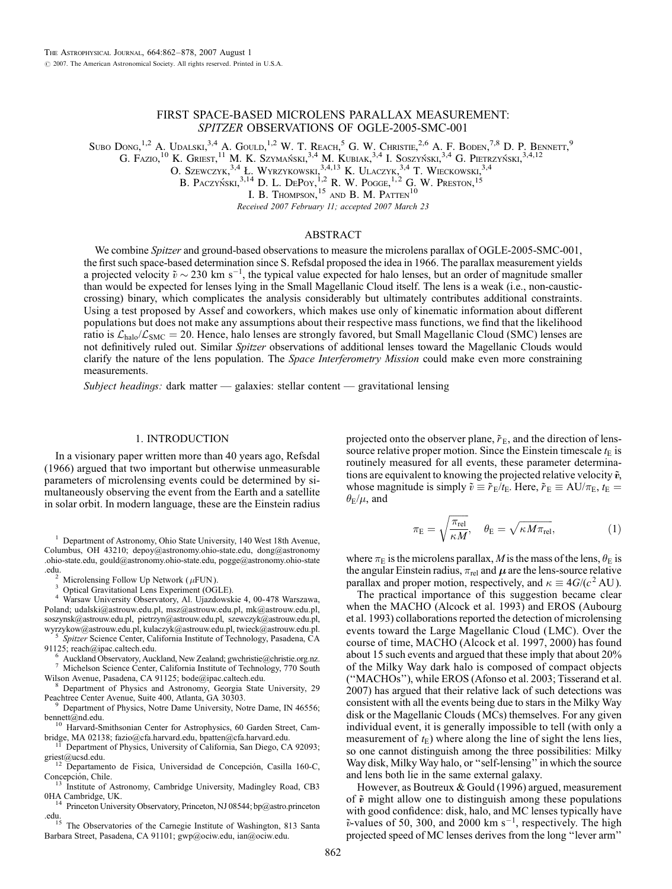# FIRST SPACE-BASED MICROLENS PARALLAX MEASUREMENT: *SPITZER* OBSERVATIONS OF OGLE-2005-SMC-001

Subo Dong,[1,2] A. Udalski,[3,4] A. Gould,[1,2] W. T. Reach,[5] G. W. Christie,[2,6] A. F. Boden,[7,8] D. P. Bennett,[9] G. Fazio,[10] K. Griest,[11] M. K. Szymański,[3,4] M. Kubiak,[3,4] I. Soszyński,[3,4] G. Pietrzyński,[3,4,12] O. Szewczyk,[3,4] Ł. Wyrzykowski,[3,4,13] K. Ulaczyk,[3,4] T. Wieckowski,[3,4] B. Paczyński,[3,14] D. L. DePoy,[1,2] R. W. Pogge,[1,2] G. W. Preston,[15] I. B. Thompson,[15] and B. M. Patten[10]

*Received 2007 February 11; accepted 2007 March 23*

## ABSTRACT

We combine *Spitzer* and ground-based observations to measure the microlens parallax of OGLE-2005-SMC-001, the first such space-based determination since S. Refsdal proposed the idea in 1966. The parallax measurement yields a projected velocity $\tilde{v} \sim 230$ km s$^{-1}$, the typical value expected for halo lenses, but an order of magnitude smaller than would be expected for lenses lying in the Small Magellanic Cloud itself. The lens is a weak (i.e., non-caustic-crossing) binary, which complicates the analysis considerably but ultimately contributes additional constraints. Using a test proposed by Assef and coworkers, which makes use only of kinematic information about different populations but does not make any assumptions about their respective mass functions, we find that the likelihood ratio is $\mathcal{L}_{\rm halo}/\mathcal{L}_{\rm SMC} = 20$. Hence, halo lenses are strongly favored, but Small Magellanic Cloud (SMC) lenses are not definitively ruled out. Similar *Spitzer* observations of additional lenses toward the Magellanic Clouds would clarify the nature of the lens population. The *Space Interferometry Mission* could make even more constraining measurements.

*Subject headings:* dark matter — galaxies: stellar content — gravitational lensing

## 1. INTRODUCTION

In a visionary paper written more than 40 years ago, Refsdal (1966) argued that two important but otherwise unmeasurable parameters of microlensing events could be determined by simultaneously observing the event from the Earth and a satellite in solar orbit. In modern language, these are the Einstein radius projected onto the observer plane, $\tilde{r}_{\rm E}$, and the direction of lens-source relative proper motion. Since the Einstein timescale $t_{\rm E}$ is routinely measured for all events, these parameter determinations are equivalent to knowing the projected relative velocity $\tilde{\boldsymbol{v}}$, whose magnitude is simply $\tilde{v} \equiv \tilde{r}_{\rm E}/t_{\rm E}$. Here, $\tilde{r}_{\rm E} \equiv {\rm AU}/\pi_{\rm E}$, $t_{\rm E} = \theta_{\rm E}/\mu$, and

$$\pi_{\rm E} = \sqrt{\frac{\pi_{\rm rel}}{\kappa M}}, \quad \theta_{\rm E} = \sqrt{\kappa M \pi_{\rm rel}}, \tag{1}$$

where $\pi_{\rm E}$ is the microlens parallax, $M$ is the mass of the lens, $\theta_{\rm E}$ is the angular Einstein radius, $\pi_{\rm rel}$ and $\boldsymbol{\mu}$ are the lens-source relative parallax and proper motion, respectively, and $\kappa \equiv 4G/(c^2\,{\rm AU})$.

The practical importance of this suggestion became clear when the MACHO (Alcock et al. 1993) and EROS (Aubourg et al. 1993) collaborations reported the detection of microlensing events toward the Large Magellanic Cloud (LMC). Over the course of time, MACHO (Alcock et al. 1997, 2000) has found about 15 such events and argued that these imply that about 20% of the Milky Way dark halo is composed of compact objects ("MACHOs"), while EROS (Afonso et al. 2003; Tisserand et al. 2007) has argued that their relative lack of such detections was consistent with all the events being due to stars in the Milky Way disk or the Magellanic Clouds (MCs) themselves. For any given individual event, it is generally impossible to tell (with only a measurement of $t_{\rm E}$) where along the line of sight the lens lies, so one cannot distinguish among the three possibilities: Milky Way disk, Milky Way halo, or "self-lensing" in which the source and lens both lie in the same external galaxy.

However, as Boutreux & Gould (1996) argued, measurement of $\tilde{\boldsymbol{v}}$ might allow one to distinguish among these populations with good confidence: disk, halo, and MC lenses typically have $\tilde{v}$-values of 50, 300, and 2000 km s$^{-1}$, respectively. The high projected speed of MC lenses derives from the long "lever arm"

---

[1] Department of Astronomy, Ohio State University, 140 West 18th Avenue, Columbus, OH 43210; depoy@astronomy.ohio-state.edu, dong@astronomy.ohio-state.edu, gould@astronomy.ohio-state.edu, pogge@astronomy.ohio-state.edu.

[2] Microlensing Follow Up Network ($\mu$FUN).

[3] Optical Gravitational Lens Experiment (OGLE).

[4] Warsaw University Observatory, Al. Ujazdowskie 4, 00-478 Warszawa, Poland; udalski@astrouw.edu.pl, msz@astrouw.edu.pl, mk@astrouw.edu.pl, soszynsk@astrouw.edu.pl, pietrzyn@astrouw.edu.pl, szewczyk@astrouw.edu.pl, wyrzykow@astrouw.edu.pl, kulaczyk@astrouw.edu.pl, twieck@astrouw.edu.pl.

[5] *Spitzer* Science Center, California Institute of Technology, Pasadena, CA 91125; reach@ipac.caltech.edu.

[6] Auckland Observatory, Auckland, New Zealand; gwchristie@christie.org.nz.

[7] Michelson Science Center, California Institute of Technology, 770 South Wilson Avenue, Pasadena, CA 91125; bode@ipac.caltech.edu.

[8] Department of Physics and Astronomy, Georgia State University, 29 Peachtree Center Avenue, Suite 400, Atlanta, GA 30303.

[9] Department of Physics, Notre Dame University, Notre Dame, IN 46556; bennett@nd.edu.

[10] Harvard-Smithsonian Center for Astrophysics, 60 Garden Street, Cambridge, MA 02138; fazio@cfa.harvard.edu, bpatten@cfa.harvard.edu.

[11] Department of Physics, University of California, San Diego, CA 92093; griest@ucsd.edu.

[12] Departamento de Fisica, Universidad de Concepción, Casilla 160-C, Concepción, Chile.

[13] Institute of Astronomy, Cambridge University, Madingley Road, CB3 0HA Cambridge, UK.

[14] Princeton University Observatory, Princeton, NJ 08544; bp@astro.princeton.edu.

[15] The Observatories of the Carnegie Institute of Washington, 813 Santa Barbara Street, Pasadena, CA 91101; gwp@ociw.edu, ian@ociw.edu.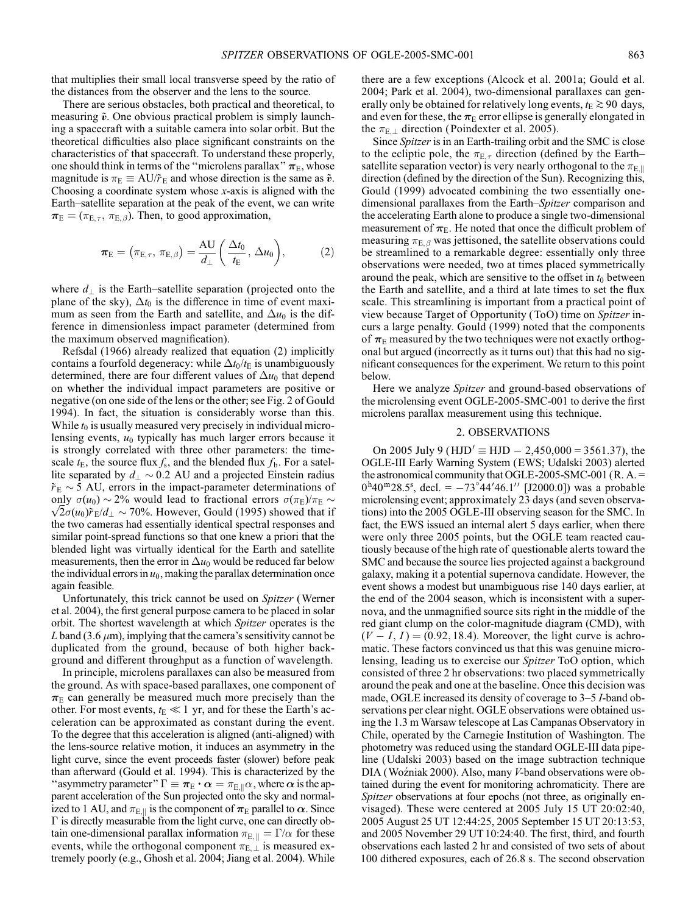that multiplies their small local transverse speed by the ratio of the distances from the observer and the lens to the source.

There are serious obstacles, both practical and theoretical, to measuring $\tilde{\boldsymbol{v}}$. One obvious practical problem is simply launching a spacecraft with a suitable camera into solar orbit. But the theoretical difficulties also place significant constraints on the characteristics of that spacecraft. To understand these properly, one should think in terms of the "microlens parallax" $\boldsymbol{\pi}_{\rm E}$, whose magnitude is $\pi_{\rm E} \equiv {\rm AU}/\tilde{r}_{\rm E}$ and whose direction is the same as $\tilde{\boldsymbol{v}}$. Choosing a coordinate system whose $x$-axis is aligned with the Earth–satellite separation at the peak of the event, we can write $\boldsymbol{\pi}_{\rm E} = (\pi_{{\rm E},\tau}, \pi_{{\rm E},\beta})$. Then, to good approximation,

$$\boldsymbol{\pi}_{\rm E} = (\pi_{{\rm E},\tau}, \pi_{{\rm E},\beta}) = \frac{\rm AU}{d_\perp}\left(\frac{\Delta t_0}{t_{\rm E}}, \Delta u_0\right), \tag{2}$$

where $d_\perp$ is the Earth–satellite separation (projected onto the plane of the sky), $\Delta t_0$ is the difference in time of event maximum as seen from the Earth and satellite, and $\Delta u_0$ is the difference in dimensionless impact parameter (determined from the maximum observed magnification).

Refsdal (1966) already realized that equation (2) implicitly contains a fourfold degeneracy: while $\Delta t_0/t_{\rm E}$ is unambiguously determined, there are four different values of $\Delta u_0$ that depend on whether the individual impact parameters are positive or negative (on one side of the lens or the other; see Fig. 2 of Gould 1994). In fact, the situation is considerably worse than this. While $t_0$ is usually measured very precisely in individual microlensing events, $u_0$ typically has much larger errors because it is strongly correlated with three other parameters: the timescale $t_{\rm E}$, the source flux $f_{\rm s}$, and the blended flux $f_{\rm b}$. For a satellite separated by $d_\perp \sim 0.2$ AU and a projected Einstein radius $\tilde{r}_{\rm E} \sim 5$ AU, errors in the impact-parameter determinations of only $\sigma(u_0) \sim 2\%$ would lead to fractional errors $\sigma(\pi_{\rm E})/\pi_{\rm E} \sim \sqrt{2}\sigma(u_0)\tilde{r}_{\rm E}/d_\perp \sim 70\%$. However, Gould (1995) showed that if the two cameras had essentially identical spectral responses and similar point-spread functions so that one knew a priori that the blended light was virtually identical for the Earth and satellite measurements, then the error in $\Delta u_0$ would be reduced far below the individual errors in $u_0$, making the parallax determination once again feasible.

Unfortunately, this trick cannot be used on *Spitzer* (Werner et al. 2004), the first general purpose camera to be placed in solar orbit. The shortest wavelength at which *Spitzer* operates is the $L$ band (3.6 $\mu$m), implying that the camera's sensitivity cannot be duplicated from the ground, because of both higher background and different throughput as a function of wavelength.

In principle, microlens parallaxes can also be measured from the ground. As with space-based parallaxes, one component of $\boldsymbol{\pi}_{\rm E}$ can generally be measured much more precisely than the other. For most events, $t_{\rm E} \ll 1$ yr, and for these the Earth's acceleration can be approximated as constant during the event. To the degree that this acceleration is aligned (anti-aligned) with the lens-source relative motion, it induces an asymmetry in the light curve, since the event proceeds faster (slower) before peak than afterward (Gould et al. 1994). This is characterized by the "asymmetry parameter" $\Gamma \equiv \boldsymbol{\pi}_{\rm E} \cdot \boldsymbol{\alpha} = \pi_{{\rm E},\parallel}\alpha$, where $\boldsymbol{\alpha}$ is the apparent acceleration of the Sun projected onto the sky and normalized to 1 AU, and $\pi_{{\rm E},\parallel}$ is the component of $\boldsymbol{\pi}_{\rm E}$ parallel to $\boldsymbol{\alpha}$. Since $\Gamma$ is directly measurable from the light curve, one can directly obtain one-dimensional parallax information $\pi_{{\rm E},\parallel} = \Gamma/\alpha$ for these events, while the orthogonal component $\pi_{{\rm E},\perp}$ is measured extremely poorly (e.g., Ghosh et al. 2004; Jiang et al. 2004). While there are a few exceptions (Alcock et al. 2001a; Gould et al. 2004; Park et al. 2004), two-dimensional parallaxes can generally only be obtained for relatively long events, $t_{\rm E} \gtrsim 90$ days, and even for these, the $\boldsymbol{\pi}_{\rm E}$ error ellipse is generally elongated in the $\pi_{{\rm E},\perp}$ direction (Poindexter et al. 2005).

Since *Spitzer* is in an Earth-trailing orbit and the SMC is close to the ecliptic pole, the $\pi_{{\rm E},\tau}$ direction (defined by the Earth–satellite separation vector) is very nearly orthogonal to the $\pi_{{\rm E},\parallel}$ direction (defined by the direction of the Sun). Recognizing this, Gould (1999) advocated combining the two essentially one-dimensional parallaxes from the Earth–*Spitzer* comparison and the accelerating Earth alone to produce a single two-dimensional measurement of $\boldsymbol{\pi}_{\rm E}$. He noted that once the difficult problem of measuring $\pi_{{\rm E},\beta}$ was jettisoned, the satellite observations could be streamlined to a remarkable degree: essentially only three observations were needed, two at times placed symmetrically around the peak, which are sensitive to the offset in $t_0$ between the Earth and satellite, and a third at late times to set the flux scale. This streamlining is important from a practical point of view because Target of Opportunity (ToO) time on *Spitzer* incurs a large penalty. Gould (1999) noted that the components of $\boldsymbol{\pi}_{\rm E}$ measured by the two techniques were not exactly orthogonal but argued (incorrectly as it turns out) that this had no significant consequences for the experiment. We return to this point below.

Here we analyze *Spitzer* and ground-based observations of the microlensing event OGLE-2005-SMC-001 to derive the first microlens parallax measurement using this technique.

## 2. OBSERVATIONS

On 2005 July 9 (HJD$' \equiv$ HJD $-$ 2,450,000 = 3561.37), the OGLE-III Early Warning System (EWS; Udalski 2003) alerted the astronomical community that OGLE-2005-SMC-001 (R.A. = $0^{\rm h}40^{\rm m}28.5^{\rm s}$, decl. = $-73°44'46.1''$ [J2000.0]) was a probable microlensing event; approximately 23 days (and seven observations) into the 2005 OGLE-III observing season for the SMC. In fact, the EWS issued an internal alert 5 days earlier, when there were only three 2005 points, but the OGLE team reacted cautiously because of the high rate of questionable alerts toward the SMC and because the source lies projected against a background galaxy, making it a potential supernova candidate. However, the event shows a modest but unambiguous rise 140 days earlier, at the end of the 2004 season, which is inconsistent with a supernova, and the unmagnified source sits right in the middle of the red giant clump on the color-magnitude diagram (CMD), with $(V-I, I) = (0.92, 18.4)$. Moreover, the light curve is achromatic. These factors convinced us that this was genuine microlensing, leading us to exercise our *Spitzer* ToO option, which consisted of three 2 hr observations: two placed symmetrically around the peak and one at the baseline. Once this decision was made, OGLE increased its density of coverage to 3–5 $I$-band observations per clear night. OGLE observations were obtained using the 1.3 m Warsaw telescope at Las Campanas Observatory in Chile, operated by the Carnegie Institution of Washington. The photometry was reduced using the standard OGLE-III data pipeline (Udalski 2003) based on the image subtraction technique DIA (Woźniak 2000). Also, many $V$-band observations were obtained during the event for monitoring achromaticity. There are *Spitzer* observations at four epochs (not three, as originally envisaged). These were centered at 2005 July 15 UT 20:02:40, 2005 August 25 UT 12:44:25, 2005 September 15 UT 20:13:53, and 2005 November 29 UT 10:24:40. The first, third, and fourth observations each lasted 2 hr and consisted of two sets of about 100 dithered exposures, each of 26.8 s. The second observation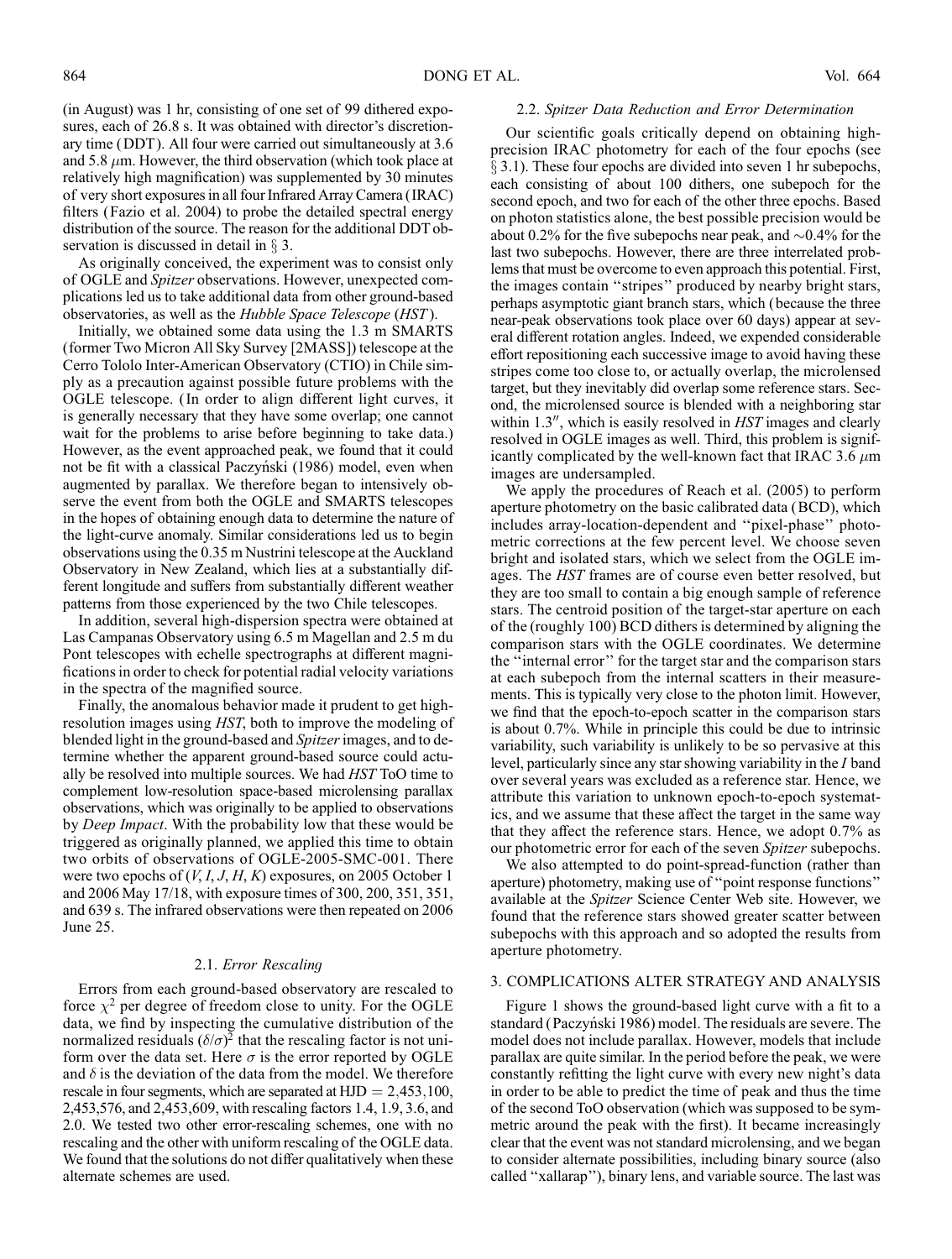(in August) was 1 hr, consisting of one set of 99 dithered exposures, each of 26.8 s. It was obtained with director's discretionary time (DDT). All four were carried out simultaneously at 3.6 and 5.8 $\mu$m. However, the third observation (which took place at relatively high magnification) was supplemented by 30 minutes of very short exposures in all four Infrared Array Camera (IRAC) filters (Fazio et al. 2004) to probe the detailed spectral energy distribution of the source. The reason for the additional DDT observation is discussed in detail in § 3.

As originally conceived, the experiment was to consist only of OGLE and *Spitzer* observations. However, unexpected complications led us to take additional data from other ground-based observatories, as well as the *Hubble Space Telescope* (*HST*).

Initially, we obtained some data using the 1.3 m SMARTS (former Two Micron All Sky Survey [2MASS]) telescope at the Cerro Tololo Inter-American Observatory (CTIO) in Chile simply as a precaution against possible future problems with the OGLE telescope. (In order to align different light curves, it is generally necessary that they have some overlap; one cannot wait for the problems to arise before beginning to take data.) However, as the event approached peak, we found that it could not be fit with a classical Paczyński (1986) model, even when augmented by parallax. We therefore began to intensively observe the event from both the OGLE and SMARTS telescopes in the hopes of obtaining enough data to determine the nature of the light-curve anomaly. Similar considerations led us to begin observations using the 0.35 m Nustrini telescope at the Auckland Observatory in New Zealand, which lies at a substantially different longitude and suffers from substantially different weather patterns from those experienced by the two Chile telescopes.

In addition, several high-dispersion spectra were obtained at Las Campanas Observatory using 6.5 m Magellan and 2.5 m du Pont telescopes with echelle spectrographs at different magnifications in order to check for potential radial velocity variations in the spectra of the magnified source.

Finally, the anomalous behavior made it prudent to get high-resolution images using *HST*, both to improve the modeling of blended light in the ground-based and *Spitzer* images, and to determine whether the apparent ground-based source could actually be resolved into multiple sources. We had *HST* ToO time to complement low-resolution space-based microlensing parallax observations, which was originally to be applied to observations by *Deep Impact*. With the probability low that these would be triggered as originally planned, we applied this time to obtain two orbits of observations of OGLE-2005-SMC-001. There were two epochs of ($V$, $I$, $J$, $H$, $K$) exposures, on 2005 October 1 and 2006 May 17/18, with exposure times of 300, 200, 351, 351, and 639 s. The infrared observations were then repeated on 2006 June 25.

### 2.1. *Error Rescaling*

Errors from each ground-based observatory are rescaled to force $\chi^2$ per degree of freedom close to unity. For the OGLE data, we find by inspecting the cumulative distribution of the normalized residuals $(\delta/\sigma)^2$ that the rescaling factor is not uniform over the data set. Here $\sigma$ is the error reported by OGLE and $\delta$ is the deviation of the data from the model. We therefore rescale in four segments, which are separated at HJD = 2,453,100, 2,453,576, and 2,453,609, with rescaling factors 1.4, 1.9, 3.6, and 2.0. We tested two other error-rescaling schemes, one with no rescaling and the other with uniform rescaling of the OGLE data. We found that the solutions do not differ qualitatively when these alternate schemes are used.

### 2.2. *Spitzer Data Reduction and Error Determination*

Our scientific goals critically depend on obtaining high-precision IRAC photometry for each of the four epochs (see § 3.1). These four epochs are divided into seven 1 hr subepochs, each consisting of about 100 dithers, one subepoch for the second epoch, and two for each of the other three epochs. Based on photon statistics alone, the best possible precision would be about 0.2% for the five subepochs near peak, and ~0.4% for the last two subepochs. However, there are three interrelated problems that must be overcome to even approach this potential. First, the images contain "stripes" produced by nearby bright stars, perhaps asymptotic giant branch stars, which (because the three near-peak observations took place over 60 days) appear at several different rotation angles. Indeed, we expended considerable effort repositioning each successive image to avoid having these stripes come too close to, or actually overlap, the microlensed target, but they inevitably did overlap some reference stars. Second, the microlensed source is blended with a neighboring star within 1.3″, which is easily resolved in *HST* images and clearly resolved in OGLE images as well. Third, this problem is significantly complicated by the well-known fact that IRAC 3.6 $\mu$m images are undersampled.

We apply the procedures of Reach et al. (2005) to perform aperture photometry on the basic calibrated data (BCD), which includes array-location-dependent and "pixel-phase" photometric corrections at the few percent level. We choose seven bright and isolated stars, which we select from the OGLE images. The *HST* frames are of course even better resolved, but they are too small to contain a big enough sample of reference stars. The centroid position of the target-star aperture on each of the (roughly 100) BCD dithers is determined by aligning the comparison stars with the OGLE coordinates. We determine the "internal error" for the target star and the comparison stars at each subepoch from the internal scatters in their measurements. This is typically very close to the photon limit. However, we find that the epoch-to-epoch scatter in the comparison stars is about 0.7%. While in principle this could be due to intrinsic variability, such variability is unlikely to be so pervasive at this level, particularly since any star showing variability in the $I$ band over several years was excluded as a reference star. Hence, we attribute this variation to unknown epoch-to-epoch systematics, and we assume that these affect the target in the same way that they affect the reference stars. Hence, we adopt 0.7% as our photometric error for each of the seven *Spitzer* subepochs.

We also attempted to do point-spread-function (rather than aperture) photometry, making use of "point response functions" available at the *Spitzer* Science Center Web site. However, we found that the reference stars showed greater scatter between subepochs with this approach and so adopted the results from aperture photometry.

## 3. COMPLICATIONS ALTER STRATEGY AND ANALYSIS

Figure 1 shows the ground-based light curve with a fit to a standard (Paczyński 1986) model. The residuals are severe. The model does not include parallax. However, models that include parallax are quite similar. In the period before the peak, we were constantly refitting the light curve with every new night's data in order to be able to predict the time of peak and thus the time of the second ToO observation (which was supposed to be symmetric around the peak with the first). It became increasingly clear that the event was not standard microlensing, and we began to consider alternate possibilities, including binary source (also called "xallarap"), binary lens, and variable source. The last was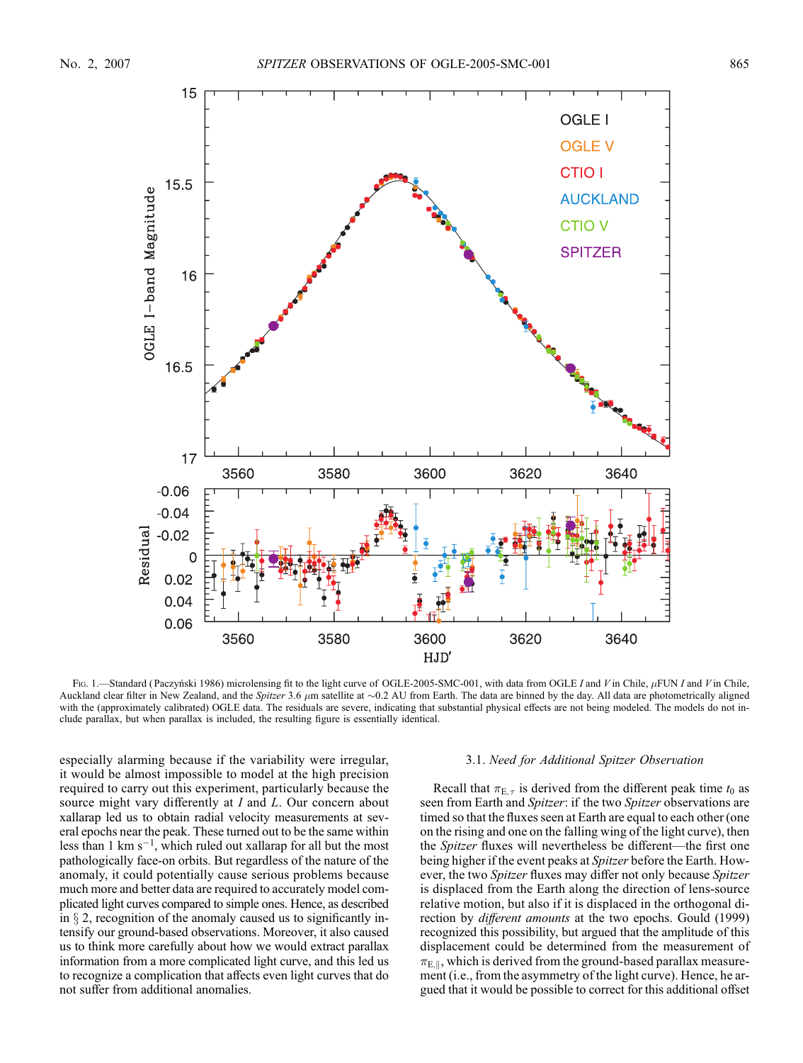Fig. 1.—Standard (Paczyński 1986) microlensing fit to the light curve of OGLE-2005-SMC-001, with data from OGLE $I$ and $V$ in Chile, $\mu$FUN $I$ and $V$ in Chile, Auckland clear filter in New Zealand, and the *Spitzer* 3.6 $\mu$m satellite at ~0.2 AU from Earth. The data are binned by the day. All data are photometrically aligned with the (approximately calibrated) OGLE data. The residuals are severe, indicating that substantial physical effects are not being modeled. The models do not include parallax, but when parallax is included, the resulting figure is essentially identical.

especially alarming because if the variability were irregular, it would be almost impossible to model at the high precision required to carry out this experiment, particularly because the source might vary differently at $I$ and $L$. Our concern about xallarap led us to obtain radial velocity measurements at several epochs near the peak. These turned out to be the same within less than 1 km s$^{-1}$, which ruled out xallarap for all but the most pathologically face-on orbits. But regardless of the nature of the anomaly, it could potentially cause serious problems because much more and better data are required to accurately model complicated light curves compared to simple ones. Hence, as described in § 2, recognition of the anomaly caused us to significantly intensify our ground-based observations. Moreover, it also caused us to think more carefully about how we would extract parallax information from a more complicated light curve, and this led us to recognize a complication that affects even light curves that do not suffer from additional anomalies.

### 3.1. *Need for Additional Spitzer Observation*

Recall that $\pi_{E,\tau}$ is derived from the different peak time $t_0$ as seen from Earth and *Spitzer*: if the two *Spitzer* observations are timed so that the fluxes seen at Earth are equal to each other (one on the rising and one on the falling wing of the light curve), then the *Spitzer* fluxes will nevertheless be different—the first one being higher if the event peaks at *Spitzer* before the Earth. However, the two *Spitzer* fluxes may differ not only because *Spitzer* is displaced from the Earth along the direction of lens-source relative motion, but also if it is displaced in the orthogonal direction by *different amounts* at the two epochs. Gould (1999) recognized this possibility, but argued that the amplitude of this displacement could be determined from the measurement of $\pi_{E,\parallel}$, which is derived from the ground-based parallax measurement (i.e., from the asymmetry of the light curve). Hence, he argued that it would be possible to correct for this additional offset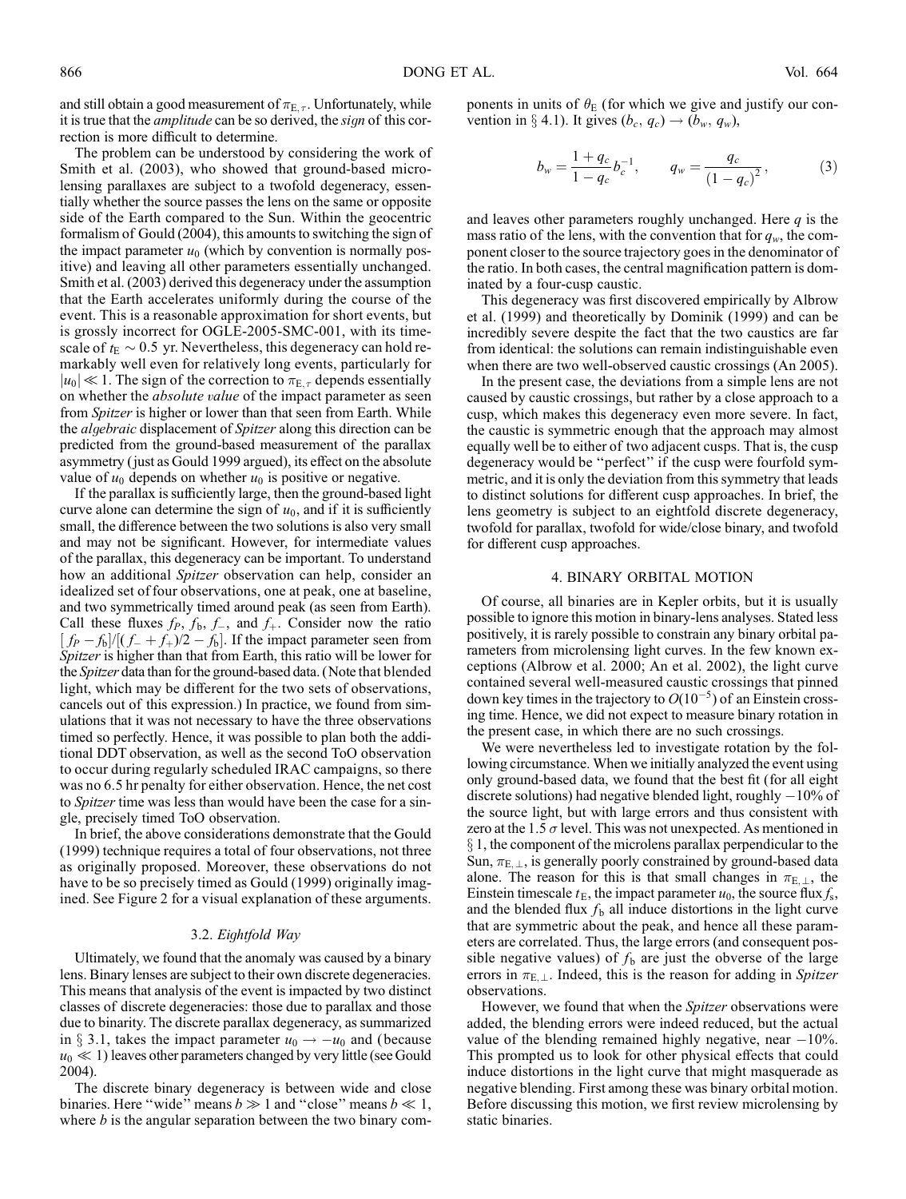and still obtain a good measurement of $\pi_{E,\tau}$. Unfortunately, while it is true that the *amplitude* can be so derived, the *sign* of this correction is more difficult to determine.

The problem can be understood by considering the work of Smith et al. (2003), who showed that ground-based microlensing parallaxes are subject to a twofold degeneracy, essentially whether the source passes the lens on the same or opposite side of the Earth compared to the Sun. Within the geocentric formalism of Gould (2004), this amounts to switching the sign of the impact parameter $u_0$ (which by convention is normally positive) and leaving all other parameters essentially unchanged. Smith et al. (2003) derived this degeneracy under the assumption that the Earth accelerates uniformly during the course of the event. This is a reasonable approximation for short events, but is grossly incorrect for OGLE-2005-SMC-001, with its timescale of $t_E \sim 0.5$ yr. Nevertheless, this degeneracy can hold remarkably well even for relatively long events, particularly for $|u_0| \ll 1$. The sign of the correction to $\pi_{E,\tau}$ depends essentially on whether the *absolute value* of the impact parameter as seen from *Spitzer* is higher or lower than that seen from Earth. While the *algebraic* displacement of *Spitzer* along this direction can be predicted from the ground-based measurement of the parallax asymmetry (just as Gould 1999 argued), its effect on the absolute value of $u_0$ depends on whether $u_0$ is positive or negative.

If the parallax is sufficiently large, then the ground-based light curve alone can determine the sign of $u_0$, and if it is sufficiently small, the difference between the two solutions is also very small and may not be significant. However, for intermediate values of the parallax, this degeneracy can be important. To understand how an additional *Spitzer* observation can help, consider an idealized set of four observations, one at peak, one at baseline, and two symmetrically timed around peak (as seen from Earth). Call these fluxes $f_P$, $f_b$, $f_-$, and $f_+$. Consider now the ratio $[f_P - f_b]/[(f_- + f_+)/2 - f_b]$. If the impact parameter seen from *Spitzer* is higher than that from Earth, this ratio will be lower for the *Spitzer* data than for the ground-based data. (Note that blended light, which may be different for the two sets of observations, cancels out of this expression.) In practice, we found from simulations that it was not necessary to have the three observations timed so perfectly. Hence, it was possible to plan both the additional DDT observation, as well as the second ToO observation to occur during regularly scheduled IRAC campaigns, so there was no 6.5 hr penalty for either observation. Hence, the net cost to *Spitzer* time was less than would have been the case for a single, precisely timed ToO observation.

In brief, the above considerations demonstrate that the Gould (1999) technique requires a total of four observations, not three as originally proposed. Moreover, these observations do not have to be so precisely timed as Gould (1999) originally imagined. See Figure 2 for a visual explanation of these arguments.

### 3.2. *Eightfold Way*

Ultimately, we found that the anomaly was caused by a binary lens. Binary lenses are subject to their own discrete degeneracies. This means that analysis of the event is impacted by two distinct classes of discrete degeneracies: those due to parallax and those due to binarity. The discrete parallax degeneracy, as summarized in § 3.1, takes the impact parameter $u_0 \rightarrow -u_0$ and (because $u_0 \ll 1$) leaves other parameters changed by very little (see Gould 2004).

The discrete binary degeneracy is between wide and close binaries. Here "wide" means $b \gg 1$ and "close" means $b \ll 1$, where $b$ is the angular separation between the two binary components in units of $\theta_E$ (for which we give and justify our convention in § 4.1). It gives $(b_c, q_c) \rightarrow (b_w, q_w)$,

$$b_w = \frac{1+q_c}{1-q_c} b_c^{-1}, \qquad q_w = \frac{q_c}{(1-q_c)^2}, \tag{3}$$

and leaves other parameters roughly unchanged. Here $q$ is the mass ratio of the lens, with the convention that for $q_w$, the component closer to the source trajectory goes in the denominator of the ratio. In both cases, the central magnification pattern is dominated by a four-cusp caustic.

This degeneracy was first discovered empirically by Albrow et al. (1999) and theoretically by Dominik (1999) and can be incredibly severe despite the fact that the two caustics are far from identical: the solutions can remain indistinguishable even when there are two well-observed caustic crossings (An 2005).

In the present case, the deviations from a simple lens are not caused by caustic crossings, but rather by a close approach to a cusp, which makes this degeneracy even more severe. In fact, the caustic is symmetric enough that the approach may almost equally well be to either of two adjacent cusps. That is, the cusp degeneracy would be "perfect" if the cusp were fourfold symmetric, and it is only the deviation from this symmetry that leads to distinct solutions for different cusp approaches. In brief, the lens geometry is subject to an eightfold discrete degeneracy, twofold for parallax, twofold for wide/close binary, and twofold for different cusp approaches.

## 4. BINARY ORBITAL MOTION

Of course, all binaries are in Kepler orbits, but it is usually possible to ignore this motion in binary-lens analyses. Stated less positively, it is rarely possible to constrain any binary orbital parameters from microlensing light curves. In the few known exceptions (Albrow et al. 2000; An et al. 2002), the light curve contained several well-measured caustic crossings that pinned down key times in the trajectory to $O(10^{-5})$ of an Einstein crossing time. Hence, we did not expect to measure binary rotation in the present case, in which there are no such crossings.

We were nevertheless led to investigate rotation by the following circumstance. When we initially analyzed the event using only ground-based data, we found that the best fit (for all eight discrete solutions) had negative blended light, roughly $-10\%$ of the source light, but with large errors and thus consistent with zero at the $1.5\,\sigma$ level. This was not unexpected. As mentioned in § 1, the component of the microlens parallax perpendicular to the Sun, $\pi_{E,\perp}$, is generally poorly constrained by ground-based data alone. The reason for this is that small changes in $\pi_{E,\perp}$, the Einstein timescale $t_E$, the impact parameter $u_0$, the source flux $f_s$, and the blended flux $f_b$ all induce distortions in the light curve that are symmetric about the peak, and hence all these parameters are correlated. Thus, the large errors (and consequent possible negative values) of $f_b$ are just the obverse of the large errors in $\pi_{E,\perp}$. Indeed, this is the reason for adding in *Spitzer* observations.

However, we found that when the *Spitzer* observations were added, the blending errors were indeed reduced, but the actual value of the blending remained highly negative, near $-10\%$. This prompted us to look for other physical effects that could induce distortions in the light curve that might masquerade as negative blending. First among these was binary orbital motion. Before discussing this motion, we first review microlensing by static binaries.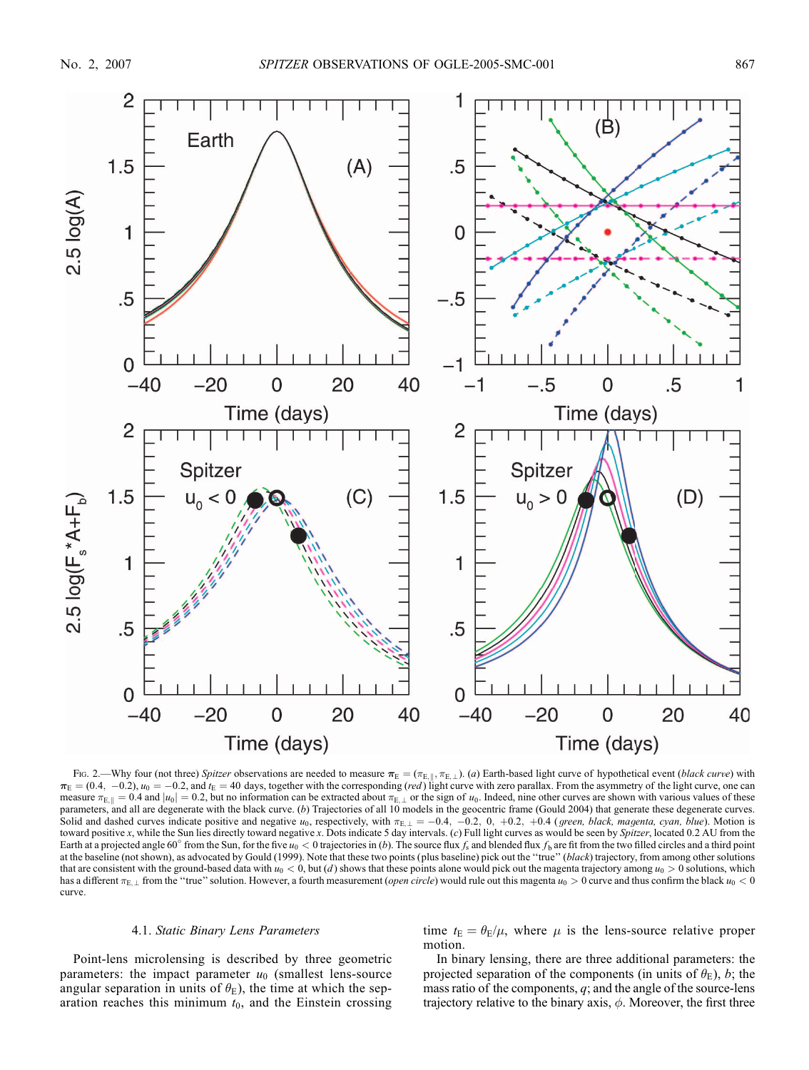Fig. 2.—Why four (not three) *Spitzer* observations are needed to measure $\boldsymbol{\pi}_E = (\pi_{E,\parallel}, \pi_{E,\perp})$. (*a*) Earth-based light curve of hypothetical event (*black curve*) with $\boldsymbol{\pi}_E = (0.4, -0.2)$, $u_0 = -0.2$, and $t_E = 40$ days, together with the corresponding (*red*) light curve with zero parallax. From the asymmetry of the light curve, one can measure $\pi_{E,\parallel} = 0.4$ and $|u_0| = 0.2$, but no information can be extracted about $\pi_{E,\perp}$ or the sign of $u_0$. Indeed, nine other curves are shown with various values of these parameters, and all are degenerate with the black curve. (*b*) Trajectories of all 10 models in the geocentric frame (Gould 2004) that generate these degenerate curves. Solid and dashed curves indicate positive and negative $u_0$, respectively, with $\pi_{E,\perp} = -0.4, -0.2, 0, +0.2, +0.4$ (*green, black, magenta, cyan, blue*). Motion is toward positive *x*, while the Sun lies directly toward negative *x*. Dots indicate 5 day intervals. (*c*) Full light curves as would be seen by *Spitzer*, located 0.2 AU from the Earth at a projected angle 60° from the Sun, for the five $u_0 < 0$ trajectories in (*b*). The source flux $f_s$ and blended flux $f_b$ are fit from the two filled circles and a third point at the baseline (not shown), as advocated by Gould (1999). Note that these two points (plus baseline) pick out the "true" (*black*) trajectory, from among other solutions that are consistent with the ground-based data with $u_0 < 0$, but (*d*) shows that these points alone would pick out the magenta trajectory among $u_0 > 0$ solutions, which has a different $\pi_{E,\perp}$ from the "true" solution. However, a fourth measurement (*open circle*) would rule out this magenta $u_0 > 0$ curve and thus confirm the black $u_0 < 0$ curve.

### 4.1. *Static Binary Lens Parameters*

Point-lens microlensing is described by three geometric parameters: the impact parameter $u_0$ (smallest lens-source angular separation in units of $\theta_E$), the time at which the separation reaches this minimum $t_0$, and the Einstein crossing time $t_E = \theta_E/\mu$, where $\mu$ is the lens-source relative proper motion.

In binary lensing, there are three additional parameters: the projected separation of the components (in units of $\theta_E$), $b$; the mass ratio of the components, $q$; and the angle of the source-lens trajectory relative to the binary axis, $\phi$. Moreover, the first three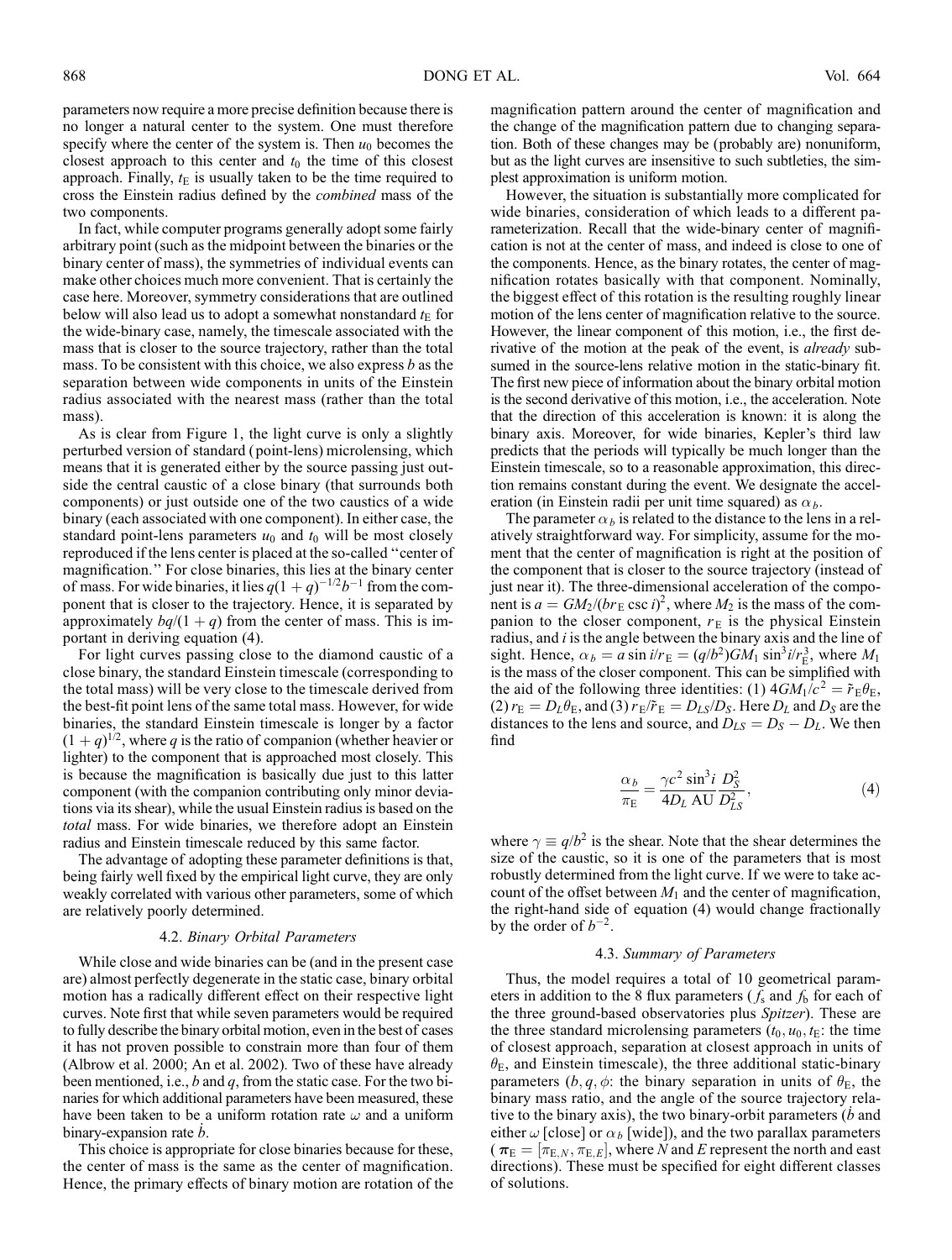parameters now require a more precise definition because there is no longer a natural center to the system. One must therefore specify where the center of the system is. Then $u_0$ becomes the closest approach to this center and $t_0$ the time of this closest approach. Finally, $t_E$ is usually taken to be the time required to cross the Einstein radius defined by the *combined* mass of the two components.

In fact, while computer programs generally adopt some fairly arbitrary point (such as the midpoint between the binaries or the binary center of mass), the symmetries of individual events can make other choices much more convenient. That is certainly the case here. Moreover, symmetry considerations that are outlined below will also lead us to adopt a somewhat nonstandard $t_E$ for the wide-binary case, namely, the timescale associated with the mass that is closer to the source trajectory, rather than the total mass. To be consistent with this choice, we also express $b$ as the separation between wide components in units of the Einstein radius associated with the nearest mass (rather than the total mass).

As is clear from Figure 1, the light curve is only a slightly perturbed version of standard (point-lens) microlensing, which means that it is generated either by the source passing just outside the central caustic of a close binary (that surrounds both components) or just outside one of the two caustics of a wide binary (each associated with one component). In either case, the standard point-lens parameters $u_0$ and $t_0$ will be most closely reproduced if the lens center is placed at the so-called "center of magnification." For close binaries, this lies at the binary center of mass. For wide binaries, it lies $q(1+q)^{-1/2}b^{-1}$ from the component that is closer to the trajectory. Hence, it is separated by approximately $bq/(1+q)$ from the center of mass. This is important in deriving equation (4).

For light curves passing close to the diamond caustic of a close binary, the standard Einstein timescale (corresponding to the total mass) will be very close to the timescale derived from the best-fit point lens of the same total mass. However, for wide binaries, the standard Einstein timescale is longer by a factor $(1+q)^{1/2}$, where $q$ is the ratio of companion (whether heavier or lighter) to the component that is approached most closely. This is because the magnification is basically due just to this latter component (with the companion contributing only minor deviations via its shear), while the usual Einstein radius is based on the *total* mass. For wide binaries, we therefore adopt an Einstein radius and Einstein timescale reduced by this same factor.

The advantage of adopting these parameter definitions is that, being fairly well fixed by the empirical light curve, they are only weakly correlated with various other parameters, some of which are relatively poorly determined.

### 4.2. *Binary Orbital Parameters*

While close and wide binaries can be (and in the present case are) almost perfectly degenerate in the static case, binary orbital motion has a radically different effect on their respective light curves. Note first that while seven parameters would be required to fully describe the binary orbital motion, even in the best of cases it has not proven possible to constrain more than four of them (Albrow et al. 2000; An et al. 2002). Two of these have already been mentioned, i.e., $b$ and $q$, from the static case. For the two binaries for which additional parameters have been measured, these have been taken to be a uniform rotation rate $\omega$ and a uniform binary-expansion rate $\dot{b}$.

This choice is appropriate for close binaries because for these, the center of mass is the same as the center of magnification. Hence, the primary effects of binary motion are rotation of the magnification pattern around the center of magnification and the change of the magnification pattern due to changing separation. Both of these changes may be (probably are) nonuniform, but as the light curves are insensitive to such subtleties, the simplest approximation is uniform motion.

However, the situation is substantially more complicated for wide binaries, consideration of which leads to a different parameterization. Recall that the wide-binary center of magnification is not at the center of mass, and indeed is close to one of the components. Hence, as the binary rotates, the center of magnification rotates basically with that component. Nominally, the biggest effect of this rotation is the resulting roughly linear motion of the lens center of magnification relative to the source. However, the linear component of this motion, i.e., the first derivative of the motion at the peak of the event, is *already* subsumed in the source-lens relative motion in the static-binary fit. The first new piece of information about the binary orbital motion is the second derivative of this motion, i.e., the acceleration. Note that the direction of this acceleration is known: it is along the binary axis. Moreover, for wide binaries, Kepler's third law predicts that the periods will typically be much longer than the Einstein timescale, so to a reasonable approximation, this direction remains constant during the event. We designate the acceleration (in Einstein radii per unit time squared) as $\alpha_b$.

The parameter $\alpha_b$ is related to the distance to the lens in a relatively straightforward way. For simplicity, assume for the moment that the center of magnification is right at the position of the component that is closer to the source trajectory (instead of just near it). The three-dimensional acceleration of the component is $a = GM_2/(br_E \csc i)^2$, where $M_2$ is the mass of the companion to the closer component, $r_E$ is the physical Einstein radius, and $i$ is the angle between the binary axis and the line of sight. Hence, $\alpha_b = a \sin i / r_E = (q/b^2)GM_1 \sin^3 i / r_E^3$, where $M_1$ is the mass of the closer component. This can be simplified with the aid of the following three identities: (1) $4GM_1/c^2 = \tilde{r}_E \theta_E$, (2) $r_E = D_L \theta_E$, and (3) $r_E/\tilde{r}_E = D_{LS}/D_S$. Here $D_L$ and $D_S$ are the distances to the lens and source, and $D_{LS} = D_S - D_L$. We then find

$$\frac{\alpha_b}{\pi_E} = \frac{\gamma c^2 \sin^3 i}{4 D_L \, \mathrm{AU}} \frac{D_S^2}{D_{LS}^2}, \tag{4}$$

where $\gamma \equiv q/b^2$ is the shear. Note that the shear determines the size of the caustic, so it is one of the parameters that is most robustly determined from the light curve. If we were to take account of the offset between $M_1$ and the center of magnification, the right-hand side of equation (4) would change fractionally by the order of $b^{-2}$.

### 4.3. *Summary of Parameters*

Thus, the model requires a total of 10 geometrical parameters in addition to the 8 flux parameters ($f_s$ and $f_b$ for each of the three ground-based observatories plus *Spitzer*). These are the three standard microlensing parameters ($t_0, u_0, t_E$: the time of closest approach, separation at closest approach in units of $\theta_E$, and Einstein timescale), the three additional static-binary parameters ($b, q, \phi$: the binary separation in units of $\theta_E$, the binary mass ratio, and the angle of the source trajectory relative to the binary axis), the two binary-orbit parameters ($\dot{b}$ and either $\omega$ [close] or $\alpha_b$ [wide]), and the two parallax parameters ($\boldsymbol{\pi}_E = [\pi_{E,N}, \pi_{E,E}]$, where $N$ and $E$ represent the north and east directions). These must be specified for eight different classes of solutions.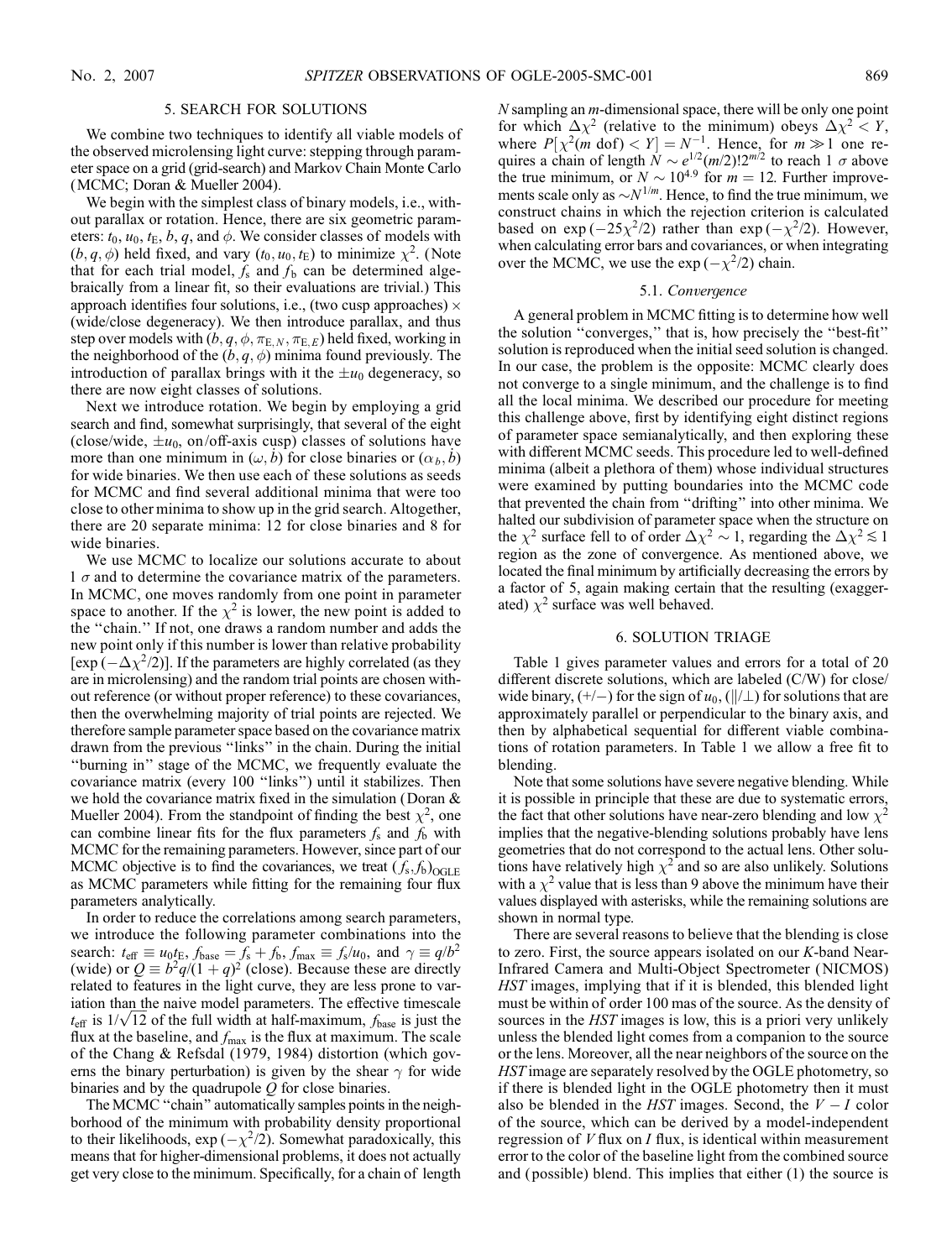## 5. SEARCH FOR SOLUTIONS

We combine two techniques to identify all viable models of the observed microlensing light curve: stepping through parameter space on a grid (grid-search) and Markov Chain Monte Carlo (MCMC; Doran & Mueller 2004).

We begin with the simplest class of binary models, i.e., without parallax or rotation. Hence, there are six geometric parameters: $t_0$, $u_0$, $t_E$, $b$, $q$, and $\phi$. We consider classes of models with $(b, q, \phi)$ held fixed, and vary $(t_0, u_0, t_E)$ to minimize $\chi^2$. (Note that for each trial model, $f_s$ and $f_b$ can be determined algebraically from a linear fit, so their evaluations are trivial.) This approach identifies four solutions, i.e., (two cusp approaches) × (wide/close degeneracy). We then introduce parallax, and thus step over models with $(b, q, \phi, \pi_{E,N}, \pi_{E,E})$ held fixed, working in the neighborhood of the $(b, q, \phi)$ minima found previously. The introduction of parallax brings with it the $\pm u_0$ degeneracy, so there are now eight classes of solutions.

Next we introduce rotation. We begin by employing a grid search and find, somewhat surprisingly, that several of the eight (close/wide, $\pm u_0$, on/off-axis cusp) classes of solutions have more than one minimum in $(\omega, \dot{b})$ for close binaries or $(\alpha_b, \dot{b})$ for wide binaries. We then use each of these solutions as seeds for MCMC and find several additional minima that were too close to other minima to show up in the grid search. Altogether, there are 20 separate minima: 12 for close binaries and 8 for wide binaries.

We use MCMC to localize our solutions accurate to about 1 $\sigma$ and to determine the covariance matrix of the parameters. In MCMC, one moves randomly from one point in parameter space to another. If the $\chi^2$ is lower, the new point is added to the "chain." If not, one draws a random number and adds the new point only if this number is lower than relative probability $[\exp(-\Delta\chi^2/2)]$. If the parameters are highly correlated (as they are in microlensing) and the random trial points are chosen without reference (or without proper reference) to these covariances, then the overwhelming majority of trial points are rejected. We therefore sample parameter space based on the covariance matrix drawn from the previous "links" in the chain. During the initial "burning in" stage of the MCMC, we frequently evaluate the covariance matrix (every 100 "links") until it stabilizes. Then we hold the covariance matrix fixed in the simulation (Doran & Mueller 2004). From the standpoint of finding the best $\chi^2$, one can combine linear fits for the flux parameters $f_s$ and $f_b$ with MCMC for the remaining parameters. However, since part of our MCMC objective is to find the covariances, we treat $(f_s, f_b)_{\rm OGLE}$ as MCMC parameters while fitting for the remaining four flux parameters analytically.

In order to reduce the correlations among search parameters, we introduce the following parameter combinations into the search: $t_{\rm eff} \equiv u_0 t_E$, $f_{\rm base} = f_s + f_b$, $f_{\rm max} \equiv f_s/u_0$, and $\gamma \equiv q/b^2$ (wide) or $Q \equiv b^2 q/(1+q)^2$ (close). Because these are directly related to features in the light curve, they are less prone to variation than the naive model parameters. The effective timescale $t_{\rm eff}$ is $1/\sqrt{12}$ of the full width at half-maximum, $f_{\rm base}$ is just the flux at the baseline, and $f_{\rm max}$ is the flux at maximum. The scale of the Chang & Refsdal (1979, 1984) distortion (which governs the binary perturbation) is given by the shear $\gamma$ for wide binaries and by the quadrupole $Q$ for close binaries.

The MCMC "chain" automatically samples points in the neighborhood of the minimum with probability density proportional to their likelihoods, $\exp(-\chi^2/2)$. Somewhat paradoxically, this means that for higher-dimensional problems, it does not actually get very close to the minimum. Specifically, for a chain of length $N$ sampling an $m$-dimensional space, there will be only one point for which $\Delta\chi^2$ (relative to the minimum) obeys $\Delta\chi^2 < Y$, where $P[\chi^2(m \text{ dof}) < Y] = N^{-1}$. Hence, for $m \gg 1$ one requires a chain of length $N \sim e^{1/2}(m/2)!2^{m/2}$ to reach 1 $\sigma$ above the true minimum, or $N \sim 10^{4.9}$ for $m = 12$. Further improvements scale only as $\sim N^{1/m}$. Hence, to find the true minimum, we construct chains in which the rejection criterion is calculated based on $\exp(-25\chi^2/2)$ rather than $\exp(-\chi^2/2)$. However, when calculating error bars and covariances, or when integrating over the MCMC, we use the $\exp(-\chi^2/2)$ chain.

### 5.1. *Convergence*

A general problem in MCMC fitting is to determine how well the solution "converges," that is, how precisely the "best-fit" solution is reproduced when the initial seed solution is changed. In our case, the problem is the opposite: MCMC clearly does not converge to a single minimum, and the challenge is to find all the local minima. We described our procedure for meeting this challenge above, first by identifying eight distinct regions of parameter space semianalytically, and then exploring these with different MCMC seeds. This procedure led to well-defined minima (albeit a plethora of them) whose individual structures were examined by putting boundaries into the MCMC code that prevented the chain from "drifting" into other minima. We halted our subdivision of parameter space when the structure on the $\chi^2$ surface fell to of order $\Delta\chi^2 \sim 1$, regarding the $\Delta\chi^2 \lesssim 1$ region as the zone of convergence. As mentioned above, we located the final minimum by artificially decreasing the errors by a factor of 5, again making certain that the resulting (exaggerated) $\chi^2$ surface was well behaved.

## 6. SOLUTION TRIAGE

Table 1 gives parameter values and errors for a total of 20 different discrete solutions, which are labeled (C/W) for close/wide binary, (+/−) for the sign of $u_0$, ($\|/\perp$) for solutions that are approximately parallel or perpendicular to the binary axis, and then by alphabetical sequential for different viable combinations of rotation parameters. In Table 1 we allow a free fit to blending.

Note that some solutions have severe negative blending. While it is possible in principle that these are due to systematic errors, the fact that other solutions have near-zero blending and low $\chi^2$ implies that the negative-blending solutions probably have lens geometries that do not correspond to the actual lens. Other solutions have relatively high $\chi^2$ and so are also unlikely. Solutions with a $\chi^2$ value that is less than 9 above the minimum have their values displayed with asterisks, while the remaining solutions are shown in normal type.

There are several reasons to believe that the blending is close to zero. First, the source appears isolated on our $K$-band Near-Infrared Camera and Multi-Object Spectrometer (NICMOS) *HST* images, implying that if it is blended, this blended light must be within of order 100 mas of the source. As the density of sources in the *HST* images is low, this is a priori very unlikely unless the blended light comes from a companion to the source or the lens. Moreover, all the near neighbors of the source on the *HST* image are separately resolved by the OGLE photometry, so if there is blended light in the OGLE photometry then it must also be blended in the *HST* images. Second, the $V - I$ color of the source, which can be derived by a model-independent regression of $V$ flux on $I$ flux, is identical within measurement error to the color of the baseline light from the combined source and (possible) blend. This implies that either (1) the source is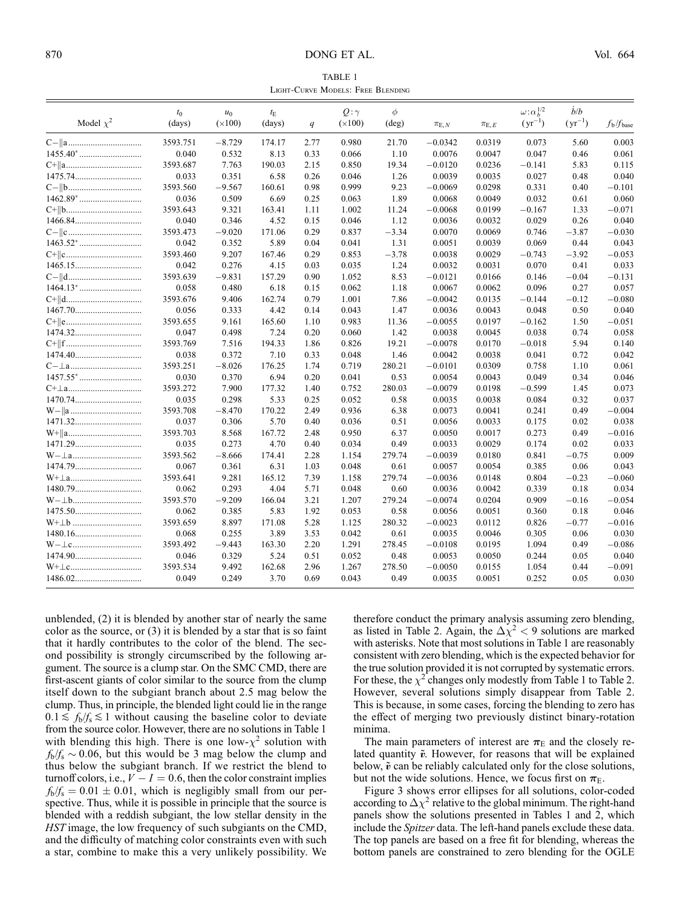TABLE 1

Light-Curve Models: Free Blending

| Model $\chi^2$ | $t_0$ (days) | $u_0$ ($\times$100) | $t_E$ (days) | $q$ | $Q:\gamma$ ($\times$100) | $\phi$ (deg) | $\pi_{E,N}$ | $\pi_{E,E}$ | $\omega:\alpha_b^{1/2}$ (yr$^{-1}$) | $\dot{b}/b$ (yr$^{-1}$) | $f_b/f_{base}$ |
|---|---|---|---|---|---|---|---|---|---|---|---|
| C−∥a | 3593.751 | −8.729 | 174.17 | 2.77 | 0.980 | 21.70 | −0.0342 | 0.0319 | 0.073 | 5.60 | 0.003 |
| 1455.40* | 0.040 | 0.532 | 8.13 | 0.33 | 0.066 | 1.10 | 0.0076 | 0.0047 | 0.047 | 0.46 | 0.061 |
| C+∥a | 3593.687 | 7.763 | 190.03 | 2.15 | 0.850 | 19.34 | −0.0120 | 0.0236 | −0.141 | 5.83 | 0.115 |
| 1475.74 | 0.033 | 0.351 | 6.58 | 0.26 | 0.046 | 1.26 | 0.0039 | 0.0035 | 0.027 | 0.48 | 0.040 |
| C−∥b | 3593.560 | −9.567 | 160.61 | 0.98 | 0.999 | 9.23 | −0.0069 | 0.0298 | 0.331 | 0.40 | −0.101 |
| 1462.89* | 0.036 | 0.509 | 6.69 | 0.25 | 0.063 | 1.89 | 0.0068 | 0.0049 | 0.032 | 0.61 | 0.060 |
| C+∥b | 3593.643 | 9.321 | 163.41 | 1.11 | 1.002 | 11.24 | −0.0068 | 0.0199 | −0.167 | 1.33 | −0.071 |
| 1466.84 | 0.040 | 0.346 | 4.52 | 0.15 | 0.046 | 1.12 | 0.0036 | 0.0032 | 0.029 | 0.26 | 0.040 |
| C−∥c | 3593.473 | −9.020 | 171.06 | 0.29 | 0.837 | −3.34 | 0.0070 | 0.0069 | 0.746 | −3.87 | −0.030 |
| 1463.52* | 0.042 | 0.352 | 5.89 | 0.04 | 0.041 | 1.31 | 0.0051 | 0.0039 | 0.069 | 0.44 | 0.043 |
| C+∥c | 3593.460 | 9.207 | 167.46 | 0.29 | 0.853 | −3.78 | 0.0038 | 0.0029 | −0.743 | −3.92 | −0.053 |
| 1465.15 | 0.042 | 0.276 | 4.15 | 0.03 | 0.035 | 1.24 | 0.0032 | 0.0031 | 0.070 | 0.41 | 0.033 |
| C−∥d | 3593.639 | −9.831 | 157.29 | 0.90 | 1.052 | 8.53 | −0.0121 | 0.0166 | 0.146 | −0.04 | −0.131 |
| 1464.13* | 0.058 | 0.480 | 6.18 | 0.15 | 0.062 | 1.18 | 0.0067 | 0.0062 | 0.096 | 0.27 | 0.057 |
| C+∥d | 3593.676 | 9.406 | 162.74 | 0.79 | 1.001 | 7.86 | −0.0042 | 0.0135 | −0.144 | −0.12 | −0.080 |
| 1467.70 | 0.056 | 0.333 | 4.42 | 0.14 | 0.043 | 1.47 | 0.0036 | 0.0043 | 0.048 | 0.50 | 0.040 |
| C+∥e | 3593.655 | 9.161 | 165.60 | 1.10 | 0.983 | 11.36 | −0.0055 | 0.0197 | −0.162 | 1.50 | −0.051 |
| 1474.32 | 0.047 | 0.498 | 7.24 | 0.20 | 0.060 | 1.42 | 0.0038 | 0.0045 | 0.038 | 0.74 | 0.058 |
| C+∥f | 3593.769 | 7.516 | 194.33 | 1.86 | 0.826 | 19.21 | −0.0078 | 0.0170 | −0.018 | 5.94 | 0.140 |
| 1474.40 | 0.038 | 0.372 | 7.10 | 0.33 | 0.048 | 1.46 | 0.0042 | 0.0038 | 0.041 | 0.72 | 0.042 |
| C−⊥a | 3593.251 | −8.026 | 176.25 | 1.74 | 0.719 | 280.21 | −0.0101 | 0.0309 | 0.758 | 1.10 | 0.061 |
| 1457.55* | 0.030 | 0.370 | 6.94 | 0.20 | 0.041 | 0.53 | 0.0054 | 0.0043 | 0.049 | 0.34 | 0.046 |
| C+⊥a | 3593.272 | 7.900 | 177.32 | 1.40 | 0.752 | 280.03 | −0.0079 | 0.0198 | −0.599 | 1.45 | 0.073 |
| 1470.74 | 0.035 | 0.298 | 5.33 | 0.25 | 0.052 | 0.58 | 0.0035 | 0.0038 | 0.084 | 0.32 | 0.037 |
| W−∥a | 3593.708 | −8.470 | 170.22 | 2.49 | 0.936 | 6.38 | 0.0073 | 0.0041 | 0.241 | 0.49 | −0.004 |
| 1471.32 | 0.037 | 0.306 | 5.70 | 0.40 | 0.036 | 0.51 | 0.0056 | 0.0033 | 0.175 | 0.02 | 0.038 |
| W+∥a | 3593.703 | 8.568 | 167.72 | 2.48 | 0.950 | 6.37 | 0.0050 | 0.0017 | 0.273 | 0.49 | −0.016 |
| 1471.29 | 0.035 | 0.273 | 4.70 | 0.40 | 0.034 | 0.49 | 0.0033 | 0.0029 | 0.174 | 0.02 | 0.033 |
| W−⊥a | 3593.562 | −8.666 | 174.41 | 2.28 | 1.154 | 279.74 | −0.0039 | 0.0180 | 0.841 | −0.75 | 0.009 |
| 1474.79 | 0.067 | 0.361 | 6.31 | 1.03 | 0.048 | 0.61 | 0.0057 | 0.0054 | 0.385 | 0.06 | 0.043 |
| W+⊥a | 3593.641 | 9.281 | 165.12 | 7.39 | 1.158 | 279.74 | −0.0036 | 0.0148 | 0.804 | −0.23 | −0.060 |
| 1480.79 | 0.062 | 0.293 | 4.04 | 5.71 | 0.048 | 0.60 | 0.0036 | 0.0042 | 0.339 | 0.18 | 0.034 |
| W−⊥b | 3593.570 | −9.209 | 166.04 | 3.21 | 1.207 | 279.24 | −0.0074 | 0.0204 | 0.909 | −0.16 | −0.054 |
| 1475.50 | 0.062 | 0.385 | 5.83 | 1.92 | 0.053 | 0.58 | 0.0056 | 0.0051 | 0.360 | 0.18 | 0.046 |
| W+⊥b | 3593.659 | 8.897 | 171.08 | 5.28 | 1.125 | 280.32 | −0.0023 | 0.0112 | 0.826 | −0.77 | −0.016 |
| 1480.16 | 0.068 | 0.255 | 3.89 | 3.53 | 0.042 | 0.61 | 0.0035 | 0.0046 | 0.305 | 0.06 | 0.030 |
| W−⊥c | 3593.492 | −9.443 | 163.30 | 2.20 | 1.291 | 278.45 | −0.0108 | 0.0195 | 1.094 | 0.49 | −0.086 |
| 1474.90 | 0.046 | 0.329 | 5.24 | 0.51 | 0.052 | 0.48 | 0.0053 | 0.0050 | 0.244 | 0.05 | 0.040 |
| W+⊥c | 3593.534 | 9.492 | 162.68 | 2.96 | 1.267 | 278.50 | −0.0050 | 0.0155 | 1.054 | 0.44 | −0.091 |
| 1486.02 | 0.049 | 0.249 | 3.70 | 0.69 | 0.043 | 0.49 | 0.0035 | 0.0051 | 0.252 | 0.05 | 0.030 |

unblended, (2) it is blended by another star of nearly the same color as the source, or (3) it is blended by a star that is so faint that it hardly contributes to the color of the blend. The second possibility is strongly circumscribed by the following argument. The source is a clump star. On the SMC CMD, there are first-ascent giants of color similar to the source from the clump itself down to the subgiant branch about 2.5 mag below the clump. Thus, in principle, the blended light could lie in the range $0.1 \lesssim f_b/f_s \lesssim 1$ without causing the baseline color to deviate from the source color. However, there are no solutions in Table 1 with blending this high. There is one low-$\chi^2$ solution with $f_b/f_s \sim 0.06$, but this would be 3 mag below the clump and thus below the subgiant branch. If we restrict the blend to turnoff colors, i.e., $V - I = 0.6$, then the color constraint implies $f_b/f_s = 0.01 \pm 0.01$, which is negligibly small from our perspective. Thus, while it is possible in principle that the source is blended with a reddish subgiant, the low stellar density in the *HST* image, the low frequency of such subgiants on the CMD, and the difficulty of matching color constraints even with such a star, combine to make this a very unlikely possibility. We therefore conduct the primary analysis assuming zero blending, as listed in Table 2. Again, the $\Delta\chi^2 < 9$ solutions are marked with asterisks. Note that most solutions in Table 1 are reasonably consistent with zero blending, which is the expected behavior for the true solution provided it is not corrupted by systematic errors. For these, the $\chi^2$ changes only modestly from Table 1 to Table 2. However, several solutions simply disappear from Table 2. This is because, in some cases, forcing the blending to zero has the effect of merging two previously distinct binary-rotation minima.

The main parameters of interest are $\boldsymbol{\pi}_E$ and the closely related quantity $\tilde{\boldsymbol{v}}$. However, for reasons that will be explained below, $\tilde{\boldsymbol{v}}$ can be reliably calculated only for the close solutions, but not the wide solutions. Hence, we focus first on $\boldsymbol{\pi}_E$.

Figure 3 shows error ellipses for all solutions, color-coded according to $\Delta\chi^2$ relative to the global minimum. The right-hand panels show the solutions presented in Tables 1 and 2, which include the *Spitzer* data. The left-hand panels exclude these data. The top panels are based on a free fit for blending, whereas the bottom panels are constrained to zero blending for the OGLE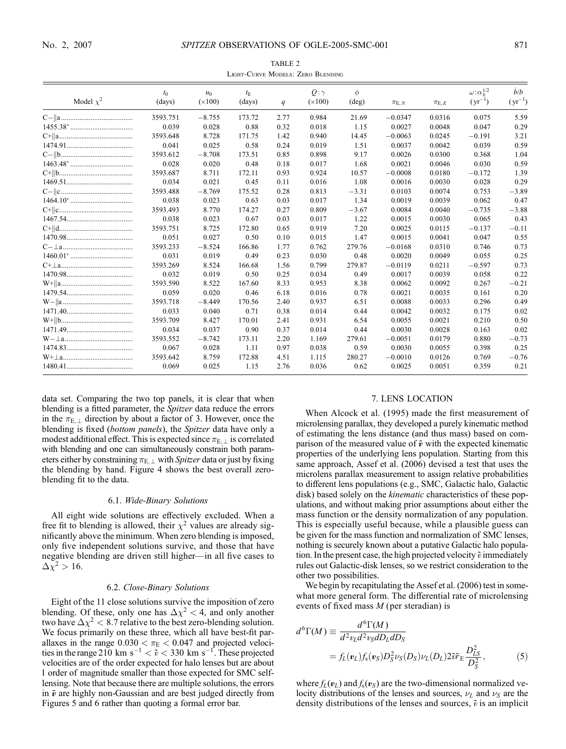TABLE 2

Light-Curve Models: Zero Blending

| Model $\chi^2$ | $t_0$ (days) | $u_0$ ($\times 100$) | $t_E$ (days) | $q$ | $Q:\gamma$ ($\times 100$) | $\phi$ (deg) | $\pi_{E,N}$ | $\pi_{E,E}$ | $\omega:\alpha_b^{1/2}$ (yr$^{-1}$) | $\dot{b}/b$ (yr$^{-1}$) |
|---|---|---|---|---|---|---|---|---|---|---|
| C−‖a | 3593.751 | −8.755 | 173.72 | 2.77 | 0.984 | 21.69 | −0.0347 | 0.0316 | 0.075 | 5.59 |
| 1455.38* | 0.039 | 0.028 | 0.88 | 0.32 | 0.018 | 1.15 | 0.0027 | 0.0048 | 0.047 | 0.29 |
| C+‖a | 3593.648 | 8.728 | 171.75 | 1.42 | 0.940 | 14.45 | −0.0063 | 0.0245 | −0.191 | 3.21 |
| 1474.91 | 0.041 | 0.025 | 0.58 | 0.24 | 0.019 | 1.51 | 0.0037 | 0.0042 | 0.039 | 0.59 |
| C−‖b | 3593.612 | −8.708 | 173.51 | 0.85 | 0.898 | 9.17 | 0.0026 | 0.0300 | 0.368 | 1.04 |
| 1463.48* | 0.028 | 0.020 | 0.48 | 0.18 | 0.017 | 1.68 | 0.0021 | 0.0046 | 0.030 | 0.59 |
| C+‖b | 3593.687 | 8.711 | 172.11 | 0.93 | 0.924 | 10.57 | −0.0008 | 0.0180 | −0.172 | 1.39 |
| 1469.51 | 0.034 | 0.021 | 0.45 | 0.11 | 0.016 | 1.08 | 0.0016 | 0.0030 | 0.028 | 0.29 |
| C−‖c | 3593.488 | −8.769 | 175.52 | 0.28 | 0.813 | −3.31 | 0.0103 | 0.0074 | 0.753 | −3.89 |
| 1464.10* | 0.038 | 0.023 | 0.63 | 0.03 | 0.017 | 1.34 | 0.0019 | 0.0039 | 0.062 | 0.47 |
| C+‖c | 3593.493 | 8.770 | 174.27 | 0.27 | 0.809 | −3.67 | 0.0084 | 0.0040 | −0.735 | −3.88 |
| 1467.54 | 0.038 | 0.023 | 0.67 | 0.03 | 0.017 | 1.22 | 0.0015 | 0.0030 | 0.065 | 0.43 |
| C+‖d | 3593.751 | 8.725 | 172.80 | 0.65 | 0.919 | 7.20 | 0.0025 | 0.0115 | −0.137 | −0.11 |
| 1470.98 | 0.051 | 0.027 | 0.50 | 0.10 | 0.015 | 1.47 | 0.0015 | 0.0041 | 0.047 | 0.55 |
| C−⊥a | 3593.233 | −8.524 | 166.86 | 1.77 | 0.762 | 279.76 | −0.0168 | 0.0310 | 0.746 | 0.73 |
| 1460.01* | 0.031 | 0.019 | 0.49 | 0.23 | 0.030 | 0.48 | 0.0020 | 0.0049 | 0.055 | 0.25 |
| C+⊥a | 3593.269 | 8.524 | 166.68 | 1.56 | 0.799 | 279.87 | −0.0119 | 0.0211 | −0.597 | 0.73 |
| 1470.98 | 0.032 | 0.019 | 0.50 | 0.25 | 0.034 | 0.49 | 0.0017 | 0.0039 | 0.058 | 0.22 |
| W+‖a | 3593.590 | 8.522 | 167.60 | 8.33 | 0.953 | 8.38 | 0.0062 | 0.0092 | 0.267 | −0.21 |
| 1479.54 | 0.059 | 0.020 | 0.46 | 6.18 | 0.016 | 0.78 | 0.0021 | 0.0035 | 0.161 | 0.20 |
| W−‖a | 3593.718 | −8.449 | 170.56 | 2.40 | 0.937 | 6.51 | 0.0088 | 0.0033 | 0.296 | 0.49 |
| 1471.40 | 0.033 | 0.040 | 0.71 | 0.38 | 0.014 | 0.44 | 0.0042 | 0.0032 | 0.175 | 0.02 |
| W+‖b | 3593.709 | 8.427 | 170.01 | 2.41 | 0.931 | 6.54 | 0.0055 | 0.0021 | 0.210 | 0.50 |
| 1471.49 | 0.034 | 0.037 | 0.90 | 0.37 | 0.014 | 0.44 | 0.0030 | 0.0028 | 0.163 | 0.02 |
| W−⊥a | 3593.552 | −8.742 | 173.11 | 2.20 | 1.169 | 279.61 | −0.0051 | 0.0179 | 0.880 | −0.73 |
| 1474.83 | 0.067 | 0.028 | 1.11 | 0.97 | 0.038 | 0.59 | 0.0030 | 0.0055 | 0.398 | 0.25 |
| W+⊥a | 3593.642 | 8.759 | 172.88 | 4.51 | 1.115 | 280.27 | −0.0010 | 0.0126 | 0.769 | −0.76 |
| 1480.41 | 0.069 | 0.025 | 1.15 | 2.76 | 0.036 | 0.62 | 0.0025 | 0.0051 | 0.359 | 0.21 |

data set. Comparing the two top panels, it is clear that when blending is a fitted parameter, the *Spitzer* data reduce the errors in the $\pi_{E,\perp}$ direction by about a factor of 3. However, once the blending is fixed (*bottom panels*), the *Spitzer* data have only a modest additional effect. This is expected since $\pi_{E,\perp}$ is correlated with blending and one can simultaneously constrain both parameters either by constraining $\pi_{E,\perp}$ with *Spitzer* data or just by fixing the blending by hand. Figure 4 shows the best overall zero-blending fit to the data.

### 6.1. *Wide-Binary Solutions*

All eight wide solutions are effectively excluded. When a free fit to blending is allowed, their $\chi^2$ values are already significantly above the minimum. When zero blending is imposed, only five independent solutions survive, and those that have negative blending are driven still higher—in all five cases to $\Delta\chi^2 > 16$.

### 6.2. *Close-Binary Solutions*

Eight of the 11 close solutions survive the imposition of zero blending. Of these, only one has $\Delta\chi^2 < 4$, and only another two have $\Delta\chi^2 < 8.7$ relative to the best zero-blending solution. We focus primarily on these three, which all have best-fit parallaxes in the range $0.030 < \pi_E < 0.047$ and projected velocities in the range 210 km s$^{-1}$ $< \tilde{v} <$ 330 km s$^{-1}$. These projected velocities are of the order expected for halo lenses but are about 1 order of magnitude smaller than those expected for SMC self-lensing. Note that because there are multiple solutions, the errors in $\tilde{\boldsymbol{v}}$ are highly non-Gaussian and are best judged directly from Figures 5 and 6 rather than quoting a formal error bar.

## 7. LENS LOCATION

When Alcock et al. (1995) made the first measurement of microlensing parallax, they developed a purely kinematic method of estimating the lens distance (and thus mass) based on comparison of the measured value of $\tilde{\boldsymbol{v}}$ with the expected kinematic properties of the underlying lens population. Starting from this same approach, Assef et al. (2006) devised a test that uses the microlens parallax measurement to assign relative probabilities to different lens populations (e.g., SMC, Galactic halo, Galactic disk) based solely on the *kinematic* characteristics of these populations, and without making prior assumptions about either the mass function or the density normalization of any population. This is especially useful because, while a plausible guess can be given for the mass function and normalization of SMC lenses, nothing is securely known about a putative Galactic halo population. In the present case, the high projected velocity $\tilde{v}$ immediately rules out Galactic-disk lenses, so we restrict consideration to the other two possibilities.

We begin by recapitulating the Assef et al. (2006) test in somewhat more general form. The differential rate of microlensing events of fixed mass $M$ (per steradian) is

$$d^6\Gamma(M) \equiv \frac{d^6\Gamma(M)}{d^2 v_L d^2 v_S dD_L dD_S} = f_L(\boldsymbol{v}_L) f_s(\boldsymbol{v}_S) D_S^2 \nu_S(D_S) \nu_L(D_L) 2\tilde{v}\tilde{r}_E \frac{D_{LS}^2}{D_S^2}, \tag{5}$$

where $f_L(\boldsymbol{v}_L)$ and $f_s(\boldsymbol{v}_S)$ are the two-dimensional normalized velocity distributions of the lenses and sources, $\nu_L$ and $\nu_S$ are the density distributions of the lenses and sources, $\tilde{v}$ is an implicit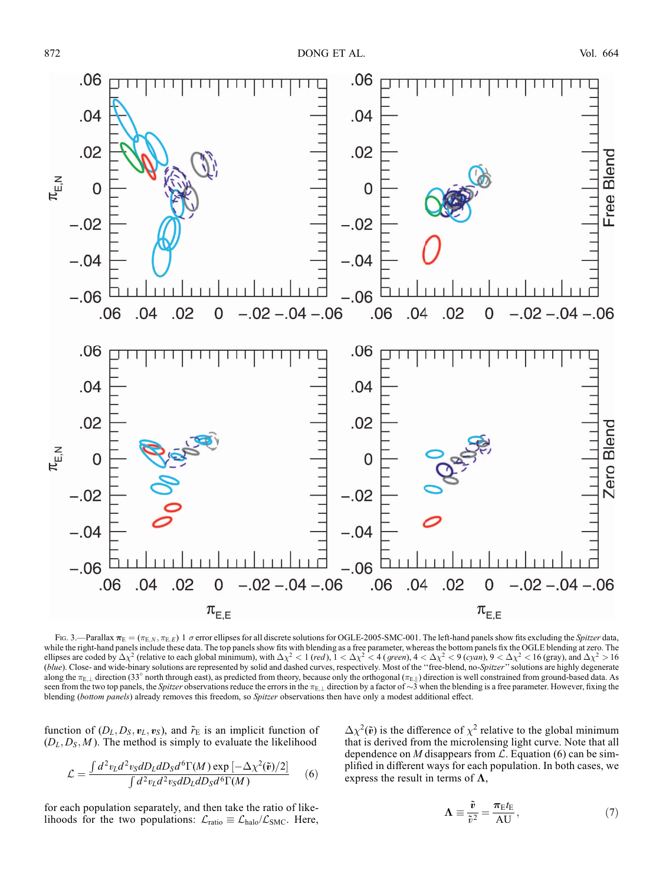FIG. 3.—Parallax $\boldsymbol{\pi}_E = (\pi_{E,N}, \pi_{E,E})$ 1 $\sigma$ error ellipses for all discrete solutions for OGLE-2005-SMC-001. The left-hand panels show fits excluding the *Spitzer* data, while the right-hand panels include these data. The top panels show fits with blending as a free parameter, whereas the bottom panels fix the OGLE blending at zero. The ellipses are coded by $\Delta\chi^2$ (relative to each global minimum), with $\Delta\chi^2 < 1$ (*red*), $1 < \Delta\chi^2 < 4$ (*green*), $4 < \Delta\chi^2 < 9$ (*cyan*), $9 < \Delta\chi^2 < 16$ (gray), and $\Delta\chi^2 > 16$ (*blue*). Close- and wide-binary solutions are represented by solid and dashed curves, respectively. Most of the "free-blend, no-*Spitzer*" solutions are highly degenerate along the $\pi_{E,\perp}$ direction (33° north through east), as predicted from theory, because only the orthogonal ($\pi_{E,\parallel}$) direction is well constrained from ground-based data. As seen from the two top panels, the *Spitzer* observations reduce the errors in the $\pi_{E,\perp}$ direction by a factor of ~3 when the blending is a free parameter. However, fixing the blending (*bottom panels*) already removes this freedom, so *Spitzer* observations then have only a modest additional effect.

function of $(D_L, D_S, \boldsymbol{v}_L, \boldsymbol{v}_S)$, and $\tilde{r}_E$ is an implicit function of $(D_L, D_S, M)$. The method is simply to evaluate the likelihood

$$\mathcal{L} = \frac{\int d^2v_L d^2v_S dD_L dD_S d^6\Gamma(M) \exp\left[-\Delta\chi^2(\tilde{\boldsymbol{v}})/2\right]}{\int d^2v_L d^2v_S dD_L dD_S d^6\Gamma(M)} \qquad (6)$$

for each population separately, and then take the ratio of likelihoods for the two populations: $\mathcal{L}_{\rm ratio} \equiv \mathcal{L}_{\rm halo}/\mathcal{L}_{\rm SMC}$. Here, $\Delta\chi^2(\tilde{\boldsymbol{v}})$ is the difference of $\chi^2$ relative to the global minimum that is derived from the microlensing light curve. Note that all dependence on $M$ disappears from $\mathcal{L}$. Equation (6) can be simplified in different ways for each population. In both cases, we express the result in terms of $\boldsymbol{\Lambda}$,

$$\boldsymbol{\Lambda} \equiv \frac{\tilde{\boldsymbol{v}}}{\tilde{v}^2} = \frac{\boldsymbol{\pi}_E t_E}{\rm AU}, \qquad (7)$$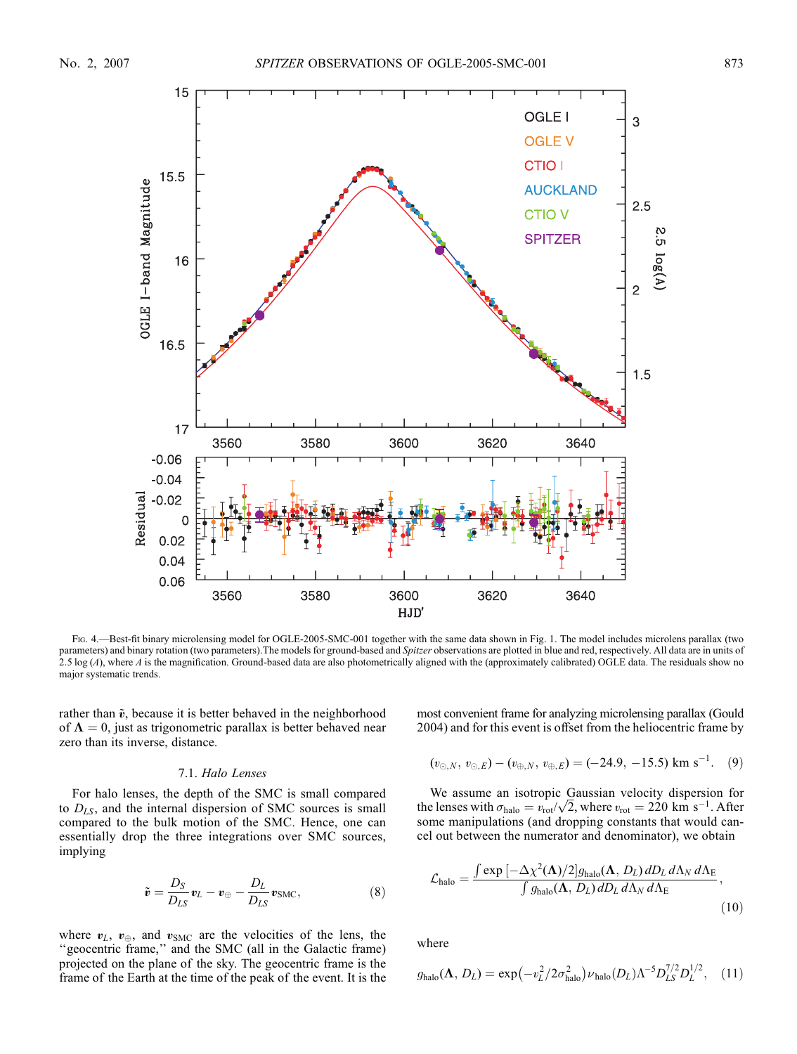Fig. 4.—Best-fit binary microlensing model for OGLE-2005-SMC-001 together with the same data shown in Fig. 1. The model includes microlens parallax (two parameters) and binary rotation (two parameters).The models for ground-based and *Spitzer* observations are plotted in blue and red, respectively. All data are in units of $2.5 \log(A)$, where $A$ is the magnification. Ground-based data are also photometrically aligned with the (approximately calibrated) OGLE data. The residuals show no major systematic trends.

rather than $\tilde{\boldsymbol{v}}$, because it is better behaved in the neighborhood of $\boldsymbol{\Lambda} = 0$, just as trigonometric parallax is better behaved near zero than its inverse, distance.

### 7.1. *Halo Lenses*

For halo lenses, the depth of the SMC is small compared to $D_{LS}$, and the internal dispersion of SMC sources is small compared to the bulk motion of the SMC. Hence, one can essentially drop the three integrations over SMC sources, implying

$$\tilde{\boldsymbol{v}} = \frac{D_S}{D_{LS}}\boldsymbol{v}_L - \boldsymbol{v}_\oplus - \frac{D_L}{D_{LS}}\boldsymbol{v}_{\rm SMC}, \tag{8}$$

where $\boldsymbol{v}_L$, $\boldsymbol{v}_\oplus$, and $\boldsymbol{v}_{\rm SMC}$ are the velocities of the lens, the "geocentric frame," and the SMC (all in the Galactic frame) projected on the plane of the sky. The geocentric frame is the frame of the Earth at the time of the peak of the event. It is the most convenient frame for analyzing microlensing parallax (Gould 2004) and for this event is offset from the heliocentric frame by

$$(v_{\odot,N},\, v_{\odot,E}) - (v_{\oplus,N},\, v_{\oplus,E}) = (-24.9,\, -15.5)\ {\rm km\ s^{-1}}. \tag{9}$$

We assume an isotropic Gaussian velocity dispersion for the lenses with $\sigma_{\rm halo} = v_{\rm rot}/\sqrt{2}$, where $v_{\rm rot} = 220$ km s$^{-1}$. After some manipulations (and dropping constants that would cancel out between the numerator and denominator), we obtain

$$\mathcal{L}_{\rm halo} = \frac{\int \exp\left[-\Delta\chi^2(\boldsymbol{\Lambda})/2\right] g_{\rm halo}(\boldsymbol{\Lambda}, D_L)\, dD_L\, d\Lambda_N\, d\Lambda_{\rm E}}{\int g_{\rm halo}(\boldsymbol{\Lambda}, D_L)\, dD_L\, d\Lambda_N\, d\Lambda_{\rm E}}, \tag{10}$$

where

$$g_{\rm halo}(\boldsymbol{\Lambda}, D_L) = \exp\left(-v_L^2/2\sigma_{\rm halo}^2\right)\nu_{\rm halo}(D_L)\Lambda^{-5}D_{LS}^{7/2}D_L^{1/2}, \tag{11}$$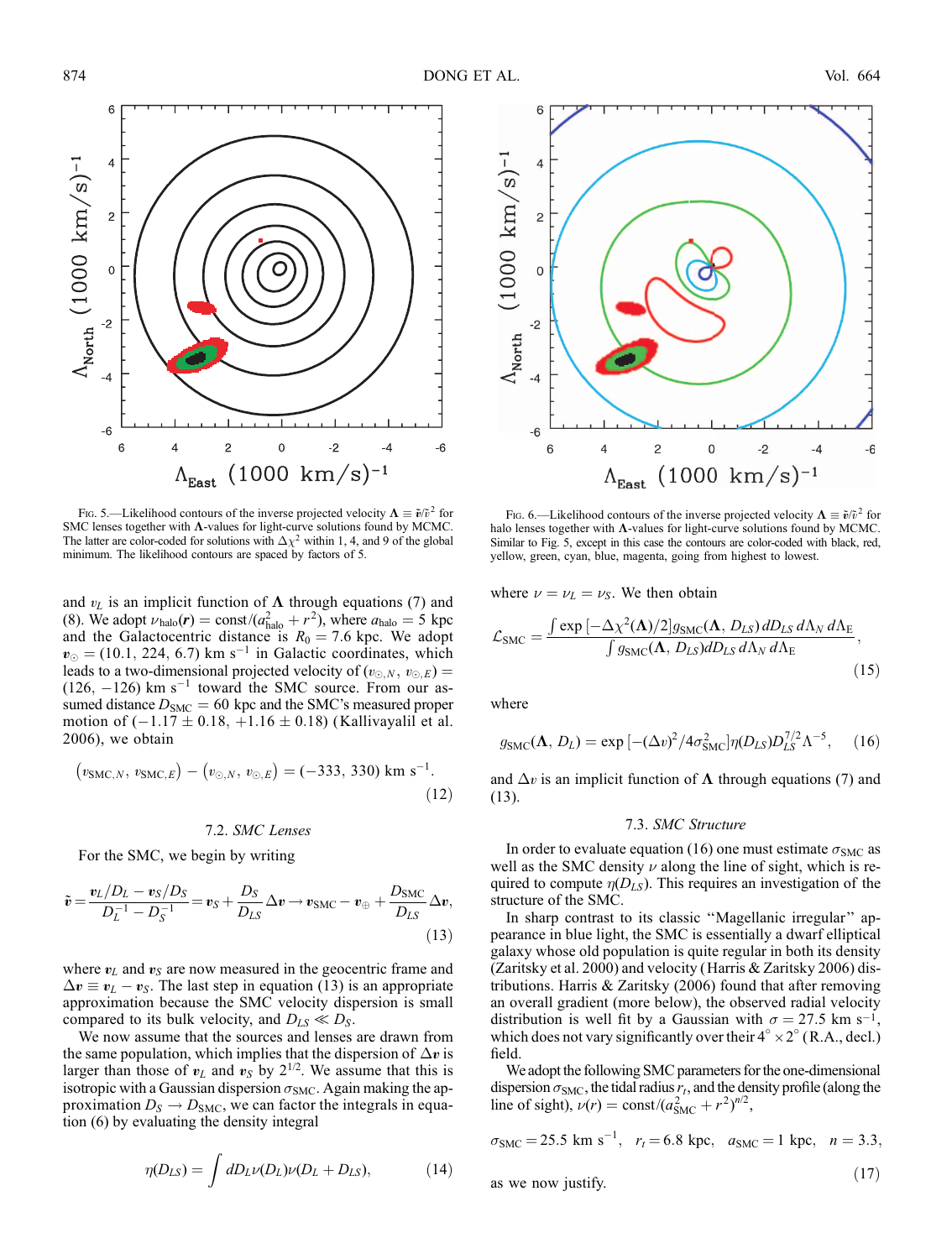FIG. 5.—Likelihood contours of the inverse projected velocity $\boldsymbol{\Lambda} \equiv \tilde{\boldsymbol{v}}/\tilde{v}^2$ for SMC lenses together with $\boldsymbol{\Lambda}$-values for light-curve solutions found by MCMC. The latter are color-coded for solutions with $\Delta\chi^2$ within 1, 4, and 9 of the global minimum. The likelihood contours are spaced by factors of 5.

FIG. 6.—Likelihood contours of the inverse projected velocity $\boldsymbol{\Lambda} \equiv \tilde{\boldsymbol{v}}/\tilde{v}^2$ for halo lenses together with $\boldsymbol{\Lambda}$-values for light-curve solutions found by MCMC. Similar to Fig. 5, except in this case the contours are color-coded with black, red, yellow, green, cyan, blue, magenta, going from highest to lowest.

and $v_L$ is an implicit function of $\boldsymbol{\Lambda}$ through equations (7) and (8). We adopt $\nu_{\rm halo}(\boldsymbol{r}) = {\rm const}/(a_{\rm halo}^2 + r^2)$, where $a_{\rm halo} = 5$ kpc and the Galactocentric distance is $R_0 = 7.6$ kpc. We adopt $\boldsymbol{v}_\odot = (10.1,\ 224,\ 6.7)$ km s$^{-1}$ in Galactic coordinates, which leads to a two-dimensional projected velocity of $(v_{\odot,N},\ v_{\odot,E}) = (126,\ -126)$ km s$^{-1}$ toward the SMC source. From our assumed distance $D_{\rm SMC} = 60$ kpc and the SMC's measured proper motion of $(-1.17 \pm 0.18,\ +1.16 \pm 0.18)$ (Kallivayalil et al. 2006), we obtain

$$(v_{{\rm SMC},N},\ v_{{\rm SMC},E}) - (v_{\odot,N},\ v_{\odot,E}) = (-333,\ 330)\ {\rm km\ s^{-1}}. \tag{12}$$

### 7.2. *SMC Lenses*

For the SMC, we begin by writing

$$\tilde{\boldsymbol{v}} = \frac{\boldsymbol{v}_L/D_L - \boldsymbol{v}_S/D_S}{D_L^{-1} - D_S^{-1}} = \boldsymbol{v}_S + \frac{D_S}{D_{LS}}\Delta\boldsymbol{v} \rightarrow \boldsymbol{v}_{\rm SMC} - \boldsymbol{v}_\oplus + \frac{D_{\rm SMC}}{D_{LS}}\Delta\boldsymbol{v}, \tag{13}$$

where $\boldsymbol{v}_L$ and $\boldsymbol{v}_S$ are now measured in the geocentric frame and $\Delta\boldsymbol{v} \equiv \boldsymbol{v}_L - \boldsymbol{v}_S$. The last step in equation (13) is an appropriate approximation because the SMC velocity dispersion is small compared to its bulk velocity, and $D_{LS} \ll D_S$.

We now assume that the sources and lenses are drawn from the same population, which implies that the dispersion of $\Delta\boldsymbol{v}$ is larger than those of $\boldsymbol{v}_L$ and $\boldsymbol{v}_S$ by $2^{1/2}$. We assume that this is isotropic with a Gaussian dispersion $\sigma_{\rm SMC}$. Again making the approximation $D_S \rightarrow D_{\rm SMC}$, we can factor the integrals in equation (6) by evaluating the density integral

$$\eta(D_{LS}) = \int dD_L \nu(D_L)\nu(D_L + D_{LS}), \tag{14}$$

where $\nu = \nu_L = \nu_S$. We then obtain

$$\mathcal{L}_{\rm SMC} = \frac{\int \exp[-\Delta\chi^2(\boldsymbol{\Lambda})/2] g_{\rm SMC}(\boldsymbol{\Lambda},\ D_{LS})\, dD_{LS}\, d\Lambda_N\, d\Lambda_E}{\int g_{\rm SMC}(\boldsymbol{\Lambda},\ D_{LS}) dD_{LS}\, d\Lambda_N\, d\Lambda_E}, \tag{15}$$

where

$$g_{\rm SMC}(\boldsymbol{\Lambda},\ D_L) = \exp[-(\Delta v)^2/4\sigma_{\rm SMC}^2]\eta(D_{LS})D_{LS}^{7/2}\Lambda^{-5}, \tag{16}$$

and $\Delta v$ is an implicit function of $\boldsymbol{\Lambda}$ through equations (7) and (13).

### 7.3. *SMC Structure*

In order to evaluate equation (16) one must estimate $\sigma_{\rm SMC}$ as well as the SMC density $\nu$ along the line of sight, which is required to compute $\eta(D_{LS})$. This requires an investigation of the structure of the SMC.

In sharp contrast to its classic "Magellanic irregular" appearance in blue light, the SMC is essentially a dwarf elliptical galaxy whose old population is quite regular in both its density (Zaritsky et al. 2000) and velocity (Harris & Zaritsky 2006) distributions. Harris & Zaritsky (2006) found that after removing an overall gradient (more below), the observed radial velocity distribution is well fit by a Gaussian with $\sigma = 27.5$ km s$^{-1}$, which does not vary significantly over their $4° \times 2°$ (R.A., decl.) field.

We adopt the following SMC parameters for the one-dimensional dispersion $\sigma_{\rm SMC}$, the tidal radius $r_t$, and the density profile (along the line of sight), $\nu(r) = {\rm const}/(a_{\rm SMC}^2 + r^2)^{n/2}$,

$$\sigma_{\rm SMC} = 25.5\ {\rm km\ s^{-1}}, \quad r_t = 6.8\ {\rm kpc}, \quad a_{\rm SMC} = 1\ {\rm kpc}, \quad n = 3.3, \tag{17}$$

as we now justify.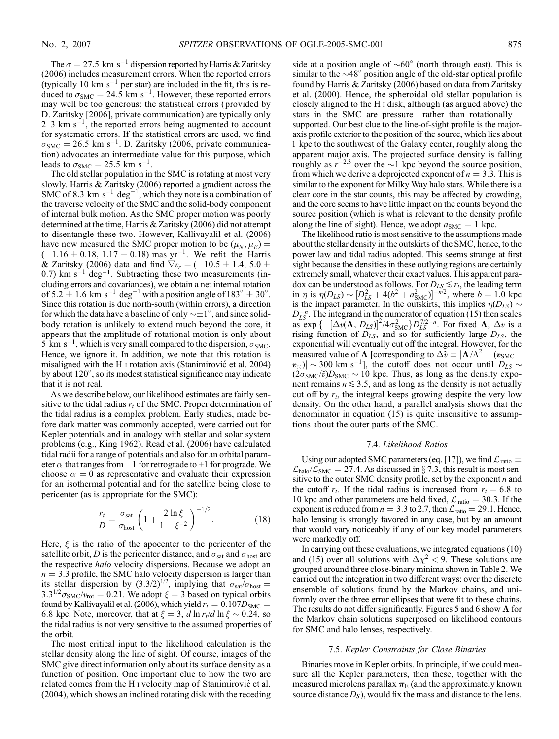The $\sigma = 27.5$ km s$^{-1}$ dispersion reported by Harris & Zaritsky (2006) includes measurement errors. When the reported errors (typically 10 km s$^{-1}$ per star) are included in the fit, this is reduced to $\sigma_{\rm SMC} = 24.5$ km s$^{-1}$. However, these reported errors may well be too generous: the statistical errors (provided by D. Zaritsky [2006], private communication) are typically only 2–3 km s$^{-1}$, the reported errors being augmented to account for systematic errors. If the statistical errors are used, we find $\sigma_{\rm SMC} = 26.5$ km s$^{-1}$. D. Zaritsky (2006, private communication) advocates an intermediate value for this purpose, which leads to $\sigma_{\rm SMC} = 25.5$ km s$^{-1}$.

The old stellar population in the SMC is rotating at most very slowly. Harris & Zaritsky (2006) reported a gradient across the SMC of 8.3 km s$^{-1}$ deg$^{-1}$, which they note is a combination of the traverse velocity of the SMC and the solid-body component of internal bulk motion. As the SMC proper motion was poorly determined at the time, Harris & Zaritsky (2006) did not attempt to disentangle these two. However, Kallivayalil et al. (2006) have now measured the SMC proper motion to be $(\mu_N, \mu_E) = (-1.16 \pm 0.18, 1.17 \pm 0.18)$ mas yr$^{-1}$. We refit the Harris & Zaritsky (2006) data and find $\vec{\nabla} v_r = (-10.5 \pm 1.4, 5.0 \pm 0.7)$ km s$^{-1}$ deg$^{-1}$. Subtracting these two measurements (including errors and covariances), we obtain a net internal rotation of $5.2 \pm 1.6$ km s$^{-1}$ deg$^{-1}$ with a position angle of $183° \pm 30°$. Since this rotation is due north-south (within errors), a direction for which the data have a baseline of only $\sim\pm1°$, and since solid-body rotation is unlikely to extend much beyond the core, it appears that the amplitude of rotational motion is only about 5 km s$^{-1}$, which is very small compared to the dispersion, $\sigma_{\rm SMC}$. Hence, we ignore it. In addition, we note that this rotation is misaligned with the H I rotation axis (Stanimirović et al. 2004) by about 120°, so its modest statistical significance may indicate that it is not real.

As we describe below, our likelihood estimates are fairly sensitive to the tidal radius $r_t$ of the SMC. Proper determination of the tidal radius is a complex problem. Early studies, made before dark matter was commonly accepted, were carried out for Kepler potentials and in analogy with stellar and solar system problems (e.g., King 1962). Read et al. (2006) have calculated tidal radii for a range of potentials and also for an orbital parameter $\alpha$ that ranges from $-1$ for retrograde to $+1$ for prograde. We choose $\alpha = 0$ as representative and evaluate their expression for an isothermal potential and for the satellite being close to pericenter (as is appropriate for the SMC):

$$\frac{r_t}{D} = \frac{\sigma_{\rm sat}}{\sigma_{\rm host}}\left(1 + \frac{2\ln\xi}{1 - \xi^{-2}}\right)^{-1/2}. \tag{18}$$

Here, $\xi$ is the ratio of the apocenter to the pericenter of the satellite orbit, $D$ is the pericenter distance, and $\sigma_{\rm sat}$ and $\sigma_{\rm host}$ are the respective *halo* velocity dispersions. Because we adopt an $n = 3.3$ profile, the SMC halo velocity dispersion is larger than its stellar dispersion by $(3.3/2)^{1/2}$, implying that $\sigma_{\rm sat}/\sigma_{\rm host} = 3.3^{1/2}\sigma_{\rm SMC}/v_{\rm rot} = 0.21$. We adopt $\xi = 3$ based on typical orbits found by Kallivayalil et al. (2006), which yield $r_t = 0.107 D_{\rm SMC} = 6.8$ kpc. Note, moreover, that at $\xi = 3$, $d\ln r_t/d\ln\xi \sim 0.24$, so the tidal radius is not very sensitive to the assumed properties of the orbit.

The most critical input to the likelihood calculation is the stellar density along the line of sight. Of course, images of the SMC give direct information only about its surface density as a function of position. One important clue to how the two are related comes from the H I velocity map of Stanimirović et al. (2004), which shows an inclined rotating disk with the receding side at a position angle of $\sim$60° (north through east). This is similar to the $\sim$48° position angle of the old-star optical profile found by Harris & Zaritsky (2006) based on data from Zaritsky et al. (2000). Hence, the spheroidal old stellar population is closely aligned to the H I disk, although (as argued above) the stars in the SMC are pressure—rather than rotationally—supported. Our best clue to the line-of-sight profile is the major-axis profile exterior to the position of the source, which lies about 1 kpc to the southwest of the Galaxy center, roughly along the apparent major axis. The projected surface density is falling roughly as $r^{-2.3}$ over the $\sim$1 kpc beyond the source position, from which we derive a deprojected exponent of $n = 3.3$. This is similar to the exponent for Milky Way halo stars. While there is a clear core in the star counts, this may be affected by crowding, and the core seems to have little impact on the counts beyond the source position (which is what is relevant to the density profile along the line of sight). Hence, we adopt $a_{\rm SMC} = 1$ kpc.

The likelihood ratio is most sensitive to the assumptions made about the stellar density in the outskirts of the SMC, hence, to the power law and tidal radius adopted. This seems strange at first sight because the densities in these outlying regions are certainly extremely small, whatever their exact values. This apparent paradox can be understood as follows. For $D_{LS} \lesssim r_t$, the leading term in $\eta$ is $\eta(D_{LS}) \sim [D_{LS}^2 + 4(b^2 + a_{\rm SMC}^2)]^{-n/2}$, where $b = 1.0$ kpc is the impact parameter. In the outskirts, this implies $\eta(D_{LS}) \sim D_{LS}^{-n}$. The integrand in the numerator of equation (15) then scales as $\exp\{-[\Delta v(\mathbf{\Lambda}, D_{LS})]^2/4\sigma_{\rm SMC}^2\} D_{LS}^{7/2-n}$. For fixed $\mathbf{\Lambda}$, $\Delta v$ is a rising function of $D_{LS}$, and so for sufficiently large $D_{LS}$, the exponential will eventually cut off the integral. However, for the measured value of $\mathbf{\Lambda}$ [corresponding to $\Delta\tilde{v} \equiv |\mathbf{\Lambda}/\Lambda^2 - (\mathbf{v}_{\rm SMC} - \mathbf{v}_\odot)| \sim 300$ km s$^{-1}$], the cutoff does not occur until $D_{LS} \sim (2\sigma_{\rm SMC}/\tilde{v})D_{\rm SMC} \sim 10$ kpc. Thus, as long as the density exponent remains $n \lesssim 3.5$, and as long as the density is not actually cut off by $r_t$, the integral keeps growing despite the very low density. On the other hand, a parallel analysis shows that the denominator in equation (15) is quite insensitive to assumptions about the outer parts of the SMC.

### 7.4. *Likelihood Ratios*

Using our adopted SMC parameters (eq. [17]), we find $\mathcal{L}_{\rm ratio} \equiv \mathcal{L}_{\rm halo}/\mathcal{L}_{\rm SMC} = 27.4$. As discussed in § 7.3, this result is most sensitive to the outer SMC density profile, set by the exponent $n$ and the cutoff $r_t$. If the tidal radius is increased from $r_t = 6.8$ to 10 kpc and other parameters are held fixed, $\mathcal{L}_{\rm ratio} = 30.3$. If the exponent is reduced from $n = 3.3$ to 2.7, then $\mathcal{L}_{\rm ratio} = 29.1$. Hence, halo lensing is strongly favored in any case, but by an amount that would vary noticeably if any of our key model parameters were markedly off.

In carrying out these evaluations, we integrated equations (10) and (15) over all solutions with $\Delta\chi^2 < 9$. These solutions are grouped around three close-binary minima shown in Table 2. We carried out the integration in two different ways: over the discrete ensemble of solutions found by the Markov chains, and uniformly over the three error ellipses that were fit to these chains. The results do not differ significantly. Figures 5 and 6 show $\mathbf{\Lambda}$ for the Markov chain solutions superposed on likelihood contours for SMC and halo lenses, respectively.

### 7.5. *Kepler Constraints for Close Binaries*

Binaries move in Kepler orbits. In principle, if we could measure all the Kepler parameters, then these, together with the measured microlens parallax $\boldsymbol{\pi}_{\rm E}$ (and the approximately known source distance $D_S$), would fix the mass and distance to the lens.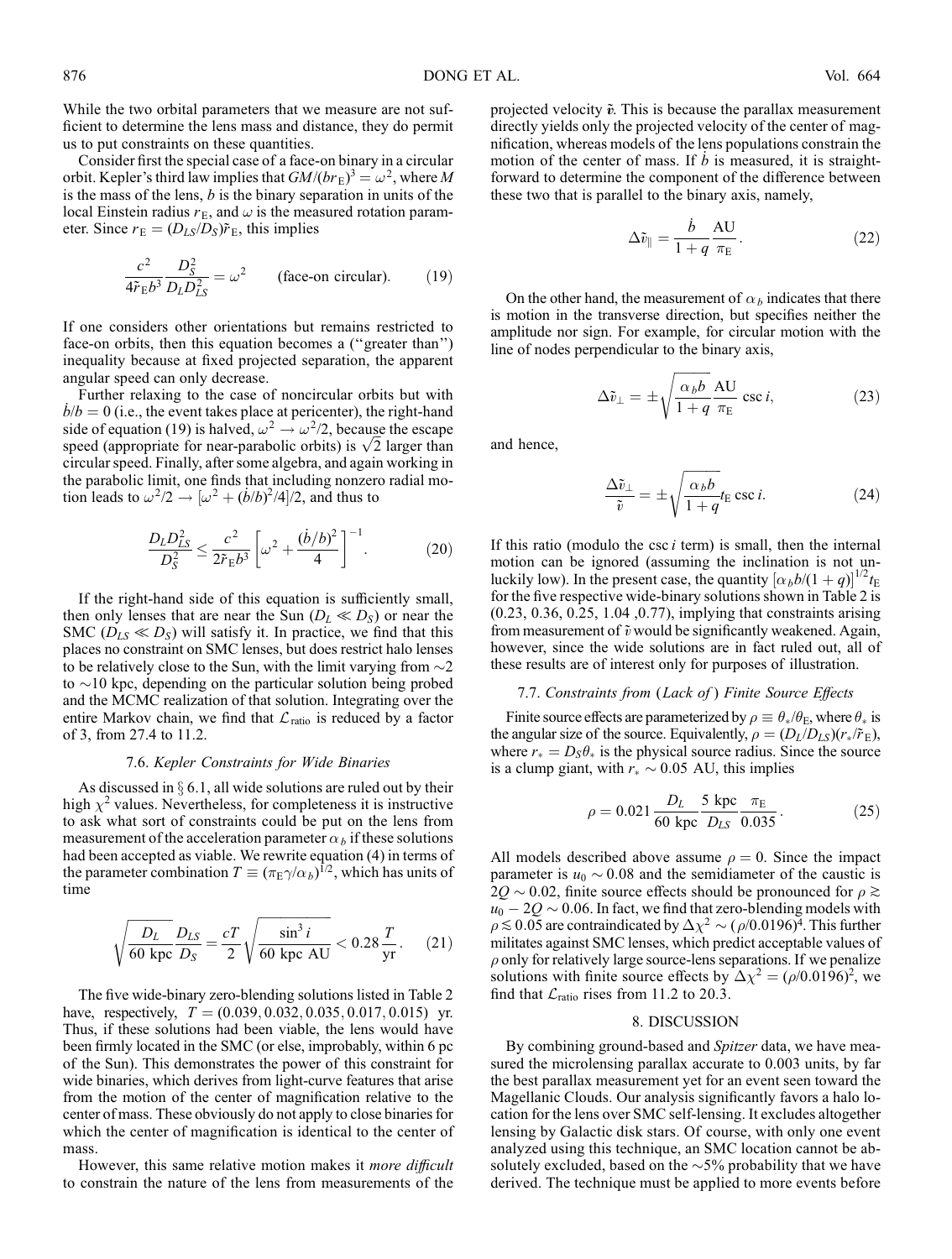While the two orbital parameters that we measure are not sufficient to determine the lens mass and distance, they do permit us to put constraints on these quantities.

Consider first the special case of a face-on binary in a circular orbit. Kepler's third law implies that $GM/(br_{\rm E})^3 = \omega^2$, where $M$ is the mass of the lens, $b$ is the binary separation in units of the local Einstein radius $r_{\rm E}$, and $\omega$ is the measured rotation parameter. Since $r_{\rm E} = (D_{LS}/D_S)\tilde{r}_{\rm E}$, this implies

$$\frac{c^2}{4\tilde{r}_{\rm E}b^3}\frac{D_S^2}{D_L D_{LS}^2} = \omega^2 \qquad \text{(face-on circular).} \tag{19}$$

If one considers other orientations but remains restricted to face-on orbits, then this equation becomes a ("greater than") inequality because at fixed projected separation, the apparent angular speed can only decrease.

Further relaxing to the case of noncircular orbits but with $\dot{b}/b = 0$ (i.e., the event takes place at pericenter), the right-hand side of equation (19) is halved, $\omega^2 \to \omega^2/2$, because the escape speed (appropriate for near-parabolic orbits) is $\sqrt{2}$ larger than circular speed. Finally, after some algebra, and again working in the parabolic limit, one finds that including nonzero radial motion leads to $\omega^2/2 \to [\omega^2 + (\dot{b}/b)^2/4]/2$, and thus to

$$\frac{D_L D_{LS}^2}{D_S^2} \le \frac{c^2}{2\tilde{r}_{\rm E}b^3}\left[\omega^2 + \frac{(\dot{b}/b)^2}{4}\right]^{-1}. \tag{20}$$

If the right-hand side of this equation is sufficiently small, then only lenses that are near the Sun ($D_L \ll D_S$) or near the SMC ($D_{LS} \ll D_S$) will satisfy it. In practice, we find that this places no constraint on SMC lenses, but does restrict halo lenses to be relatively close to the Sun, with the limit varying from $\sim$2 to $\sim$10 kpc, depending on the particular solution being probed and the MCMC realization of that solution. Integrating over the entire Markov chain, we find that $\mathcal{L}_{\rm ratio}$ is reduced by a factor of 3, from 27.4 to 11.2.

### 7.6. *Kepler Constraints for Wide Binaries*

As discussed in § 6.1, all wide solutions are ruled out by their high $\chi^2$ values. Nevertheless, for completeness it is instructive to ask what sort of constraints could be put on the lens from measurement of the acceleration parameter $\alpha_b$ if these solutions had been accepted as viable. We rewrite equation (4) in terms of the parameter combination $T \equiv (\pi_{\rm E}\gamma/\alpha_b)^{1/2}$, which has units of time

$$\sqrt{\frac{D_L}{60\ \rm kpc}}\frac{D_{LS}}{D_S} = \frac{cT}{2}\sqrt{\frac{\sin^3 i}{60\ \rm kpc\ AU}} < 0.28\,\frac{T}{\rm yr}. \tag{21}$$

The five wide-binary zero-blending solutions listed in Table 2 have, respectively, $T = (0.039, 0.032, 0.035, 0.017, 0.015)$ yr. Thus, if these solutions had been viable, the lens would have been firmly located in the SMC (or else, improbably, within 6 pc of the Sun). This demonstrates the power of this constraint for wide binaries, which derives from light-curve features that arise from the motion of the center of magnification relative to the center of mass. These obviously do not apply to close binaries for which the center of magnification is identical to the center of mass.

However, this same relative motion makes it *more difficult* to constrain the nature of the lens from measurements of the projected velocity $\tilde{\boldsymbol{v}}$. This is because the parallax measurement directly yields only the projected velocity of the center of magnification, whereas models of the lens populations constrain the motion of the center of mass. If $\dot{b}$ is measured, it is straightforward to determine the component of the difference between these two that is parallel to the binary axis, namely,

$$\Delta\tilde{v}_\parallel = \frac{\dot{b}}{1+q}\frac{\rm AU}{\pi_{\rm E}}. \tag{22}$$

On the other hand, the measurement of $\alpha_b$ indicates that there is motion in the transverse direction, but specifies neither the amplitude nor sign. For example, for circular motion with the line of nodes perpendicular to the binary axis,

$$\Delta\tilde{v}_\perp = \pm\sqrt{\frac{\alpha_b b}{1+q}}\frac{\rm AU}{\pi_{\rm E}}\csc i, \tag{23}$$

and hence,

$$\frac{\Delta\tilde{v}_\perp}{\tilde{v}} = \pm\sqrt{\frac{\alpha_b b}{1+q}}t_{\rm E}\csc i. \tag{24}$$

If this ratio (modulo the $\csc i$ term) is small, then the internal motion can be ignored (assuming the inclination is not unluckily low). In the present case, the quantity $[\alpha_b b/(1+q)]^{1/2}t_{\rm E}$ for the five respective wide-binary solutions shown in Table 2 is (0.23, 0.36, 0.25, 1.04 ,0.77), implying that constraints arising from measurement of $\tilde{v}$ would be significantly weakened. Again, however, since the wide solutions are in fact ruled out, all of these results are of interest only for purposes of illustration.

### 7.7. *Constraints from (Lack of) Finite Source Effects*

Finite source effects are parameterized by $\rho \equiv \theta_*/\theta_{\rm E}$, where $\theta_*$ is the angular size of the source. Equivalently, $\rho = (D_L/D_{LS})(r_*/\tilde{r}_{\rm E})$, where $r_* = D_S\theta_*$ is the physical source radius. Since the source is a clump giant, with $r_* \sim 0.05$ AU, this implies

$$\rho = 0.021\,\frac{D_L}{60\ \rm kpc}\frac{5\ \rm kpc}{D_{LS}}\frac{\pi_{\rm E}}{0.035}. \tag{25}$$

All models described above assume $\rho = 0$. Since the impact parameter is $u_0 \sim 0.08$ and the semidiameter of the caustic is $2Q \sim 0.02$, finite source effects should be pronounced for $\rho \gtrsim u_0 - 2Q \sim 0.06$. In fact, we find that zero-blending models with $\rho \lesssim 0.05$ are contraindicated by $\Delta\chi^2 \sim (\rho/0.0196)^4$. This further militates against SMC lenses, which predict acceptable values of $\rho$ only for relatively large source-lens separations. If we penalize solutions with finite source effects by $\Delta\chi^2 = (\rho/0.0196)^2$, we find that $\mathcal{L}_{\rm ratio}$ rises from 11.2 to 20.3.

## 8. DISCUSSION

By combining ground-based and *Spitzer* data, we have measured the microlensing parallax accurate to 0.003 units, by far the best parallax measurement yet for an event seen toward the Magellanic Clouds. Our analysis significantly favors a halo location for the lens over SMC self-lensing. It excludes altogether lensing by Galactic disk stars. Of course, with only one event analyzed using this technique, an SMC location cannot be absolutely excluded, based on the $\sim$5% probability that we have derived. The technique must be applied to more events before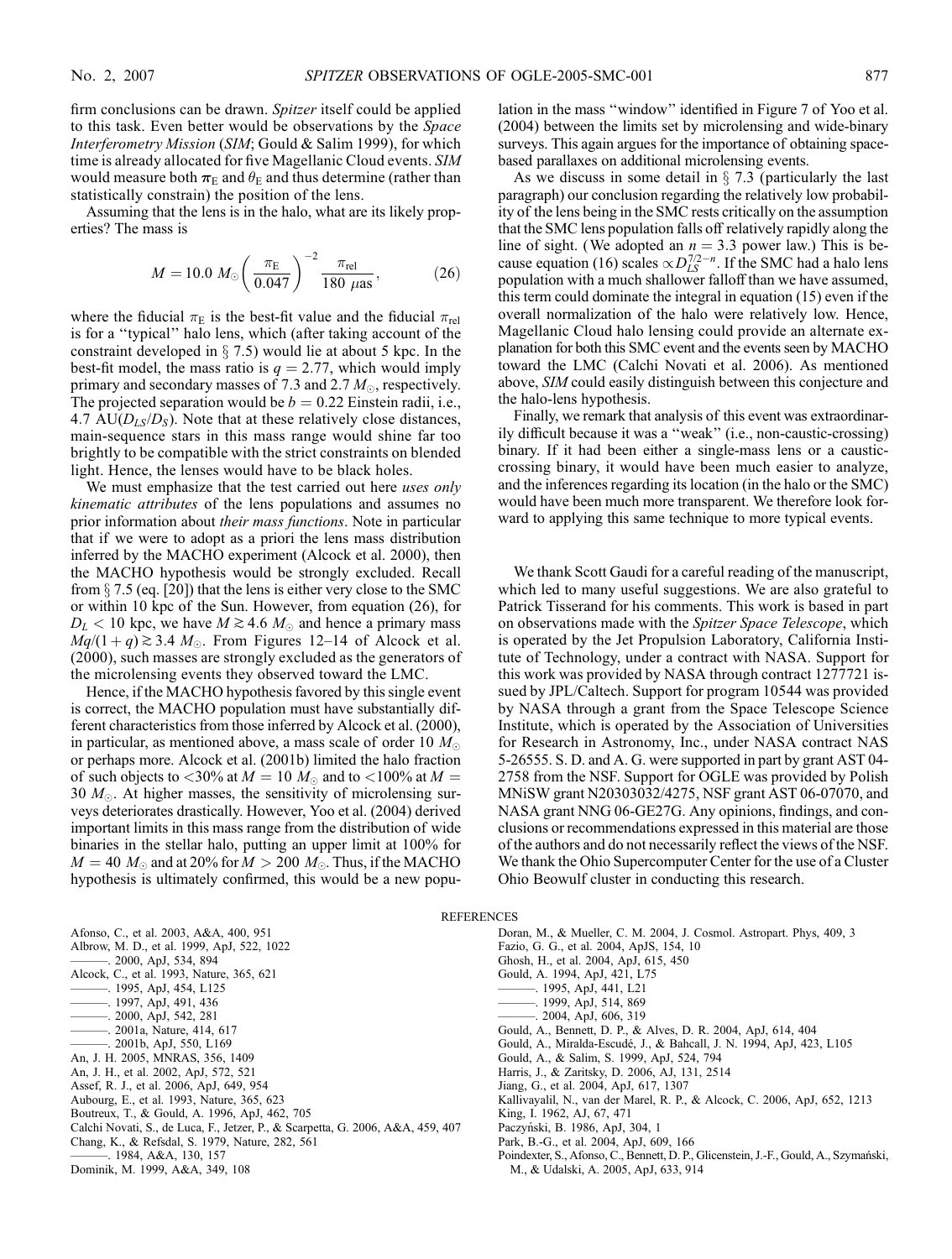firm conclusions can be drawn. *Spitzer* itself could be applied to this task. Even better would be observations by the *Space Interferometry Mission* (*SIM*; Gould & Salim 1999), for which time is already allocated for five Magellanic Cloud events. *SIM* would measure both $\boldsymbol{\pi}_E$ and $\theta_E$ and thus determine (rather than statistically constrain) the position of the lens.

Assuming that the lens is in the halo, what are its likely properties? The mass is

$$M = 10.0\ M_{\odot}\left(\frac{\pi_E}{0.047}\right)^{-2}\frac{\pi_{rel}}{180\ \mu as}, \tag{26}$$

where the fiducial $\pi_E$ is the best-fit value and the fiducial $\pi_{rel}$ is for a "typical" halo lens, which (after taking account of the constraint developed in § 7.5) would lie at about 5 kpc. In the best-fit model, the mass ratio is $q = 2.77$, which would imply primary and secondary masses of 7.3 and 2.7 $M_{\odot}$, respectively. The projected separation would be $b = 0.22$ Einstein radii, i.e., 4.7 AU$(D_{LS}/D_S)$. Note that at these relatively close distances, main-sequence stars in this mass range would shine far too brightly to be compatible with the strict constraints on blended light. Hence, the lenses would have to be black holes.

We must emphasize that the test carried out here *uses only kinematic attributes* of the lens populations and assumes no prior information about *their mass functions*. Note in particular that if we were to adopt as a priori the lens mass distribution inferred by the MACHO experiment (Alcock et al. 2000), then the MACHO hypothesis would be strongly excluded. Recall from § 7.5 (eq. [20]) that the lens is either very close to the SMC or within 10 kpc of the Sun. However, from equation (26), for $D_L < 10$ kpc, we have $M \gtrsim 4.6\ M_{\odot}$ and hence a primary mass $Mq/(1+q) \gtrsim 3.4\ M_{\odot}$. From Figures 12–14 of Alcock et al. (2000), such masses are strongly excluded as the generators of the microlensing events they observed toward the LMC.

Hence, if the MACHO hypothesis favored by this single event is correct, the MACHO population must have substantially different characteristics from those inferred by Alcock et al. (2000), in particular, as mentioned above, a mass scale of order 10 $M_{\odot}$ or perhaps more. Alcock et al. (2001b) limited the halo fraction of such objects to <30% at $M = 10\ M_{\odot}$ and to <100% at $M = 30\ M_{\odot}$. At higher masses, the sensitivity of microlensing surveys deteriorates drastically. However, Yoo et al. (2004) derived important limits in this mass range from the distribution of wide binaries in the stellar halo, putting an upper limit at 100% for $M = 40\ M_{\odot}$ and at 20% for $M > 200\ M_{\odot}$. Thus, if the MACHO hypothesis is ultimately confirmed, this would be a new population in the mass "window" identified in Figure 7 of Yoo et al. (2004) between the limits set by microlensing and wide-binary surveys. This again argues for the importance of obtaining space-based parallaxes on additional microlensing events.

As we discuss in some detail in § 7.3 (particularly the last paragraph) our conclusion regarding the relatively low probability of the lens being in the SMC rests critically on the assumption that the SMC lens population falls off relatively rapidly along the line of sight. (We adopted an $n = 3.3$ power law.) This is because equation (16) scales $\propto D_{LS}^{7/2-n}$. If the SMC had a halo lens population with a much shallower falloff than we have assumed, this term could dominate the integral in equation (15) even if the overall normalization of the halo were relatively low. Hence, Magellanic Cloud halo lensing could provide an alternate explanation for both this SMC event and the events seen by MACHO toward the LMC (Calchi Novati et al. 2006). As mentioned above, *SIM* could easily distinguish between this conjecture and the halo-lens hypothesis.

Finally, we remark that analysis of this event was extraordinarily difficult because it was a "weak" (i.e., non-caustic-crossing) binary. If it had been either a single-mass lens or a caustic-crossing binary, it would have been much easier to analyze, and the inferences regarding its location (in the halo or the SMC) would have been much more transparent. We therefore look forward to applying this same technique to more typical events.

We thank Scott Gaudi for a careful reading of the manuscript, which led to many useful suggestions. We are also grateful to Patrick Tisserand for his comments. This work is based in part on observations made with the *Spitzer Space Telescope*, which is operated by the Jet Propulsion Laboratory, California Institute of Technology, under a contract with NASA. Support for this work was provided by NASA through contract 1277721 issued by JPL/Caltech. Support for program 10544 was provided by NASA through a grant from the Space Telescope Science Institute, which is operated by the Association of Universities for Research in Astronomy, Inc., under NASA contract NAS 5-26555. S. D. and A. G. were supported in part by grant AST 04-2758 from the NSF. Support for OGLE was provided by Polish MNiSW grant N20303032/4275, NSF grant AST 06-07070, and NASA grant NNG 06-GE27G. Any opinions, findings, and conclusions or recommendations expressed in this material are those of the authors and do not necessarily reflect the views of the NSF. We thank the Ohio Supercomputer Center for the use of a Cluster Ohio Beowulf cluster in conducting this research.

## REFERENCES

Afonso, C., et al. 2003, A&A, 400, 951
Albrow, M. D., et al. 1999, ApJ, 522, 1022
———. 2000, ApJ, 534, 894
Alcock, C., et al. 1993, Nature, 365, 621
———. 1995, ApJ, 454, L125
———. 1997, ApJ, 491, 436
———. 2000, ApJ, 542, 281
———. 2001a, Nature, 414, 617
———. 2001b, ApJ, 550, L169
An, J. H. 2005, MNRAS, 356, 1409
An, J. H., et al. 2002, ApJ, 572, 521
Assef, R. J., et al. 2006, ApJ, 649, 954
Aubourg, E., et al. 1993, Nature, 365, 623
Boutreux, T., & Gould, A. 1996, ApJ, 462, 705
Calchi Novati, S., de Luca, F., Jetzer, P., & Scarpetta, G. 2006, A&A, 459, 407
Chang, K., & Refsdal, S. 1979, Nature, 282, 561
———. 1984, A&A, 130, 157
Dominik, M. 1999, A&A, 349, 108
Doran, M., & Mueller, C. M. 2004, J. Cosmol. Astropart. Phys, 409, 3
Fazio, G. G., et al. 2004, ApJS, 154, 10
Ghosh, H., et al. 2004, ApJ, 615, 450
Gould, A. 1994, ApJ, 421, L75
———. 1995, ApJ, 441, L21
———. 1999, ApJ, 514, 869
———. 2004, ApJ, 606, 319
Gould, A., Bennett, D. P., & Alves, D. R. 2004, ApJ, 614, 404
Gould, A., Miralda-Escudé, J., & Bahcall, J. N. 1994, ApJ, 423, L105
Gould, A., & Salim, S. 1999, ApJ, 524, 794
Harris, J., & Zaritsky, D. 2006, AJ, 131, 2514
Jiang, G., et al. 2004, ApJ, 617, 1307
Kallivayalil, N., van der Marel, R. P., & Alcock, C. 2006, ApJ, 652, 1213
King, I. 1962, AJ, 67, 471
Paczyński, B. 1986, ApJ, 304, 1
Park, B.-G., et al. 2004, ApJ, 609, 166
Poindexter, S., Afonso, C., Bennett, D. P., Glicenstein, J.-F., Gould, A., Szymański, M., & Udalski, A. 2005, ApJ, 633, 914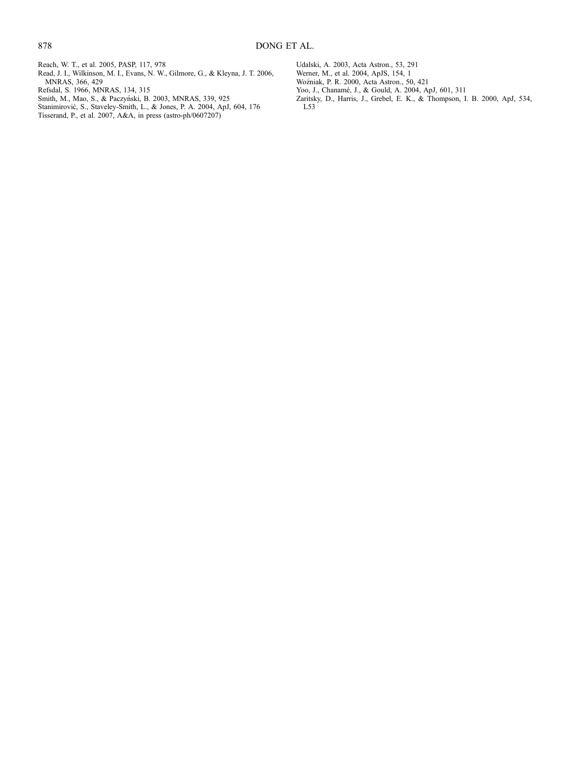Reach, W. T., et al. 2005, PASP, 117, 978

Read, J. I., Wilkinson, M. I., Evans, N. W., Gilmore, G., & Kleyna, J. T. 2006, MNRAS, 366, 429

Refsdal, S. 1966, MNRAS, 134, 315

Smith, M., Mao, S., & Paczyński, B. 2003, MNRAS, 339, 925

Stanimirović, S., Staveley-Smith, L., & Jones, P. A. 2004, ApJ, 604, 176

Tisserand, P., et al. 2007, A&A, in press (astro-ph/0607207)

Udalski, A. 2003, Acta Astron., 53, 291

Werner, M., et al. 2004, ApJS, 154, 1

Woźniak, P. R. 2000, Acta Astron., 50, 421

Yoo, J., Chanamé, J., & Gould, A. 2004, ApJ, 601, 311

Zaritsky, D., Harris, J., Grebel, E. K., & Thompson, I. B. 2000, ApJ, 534, L53